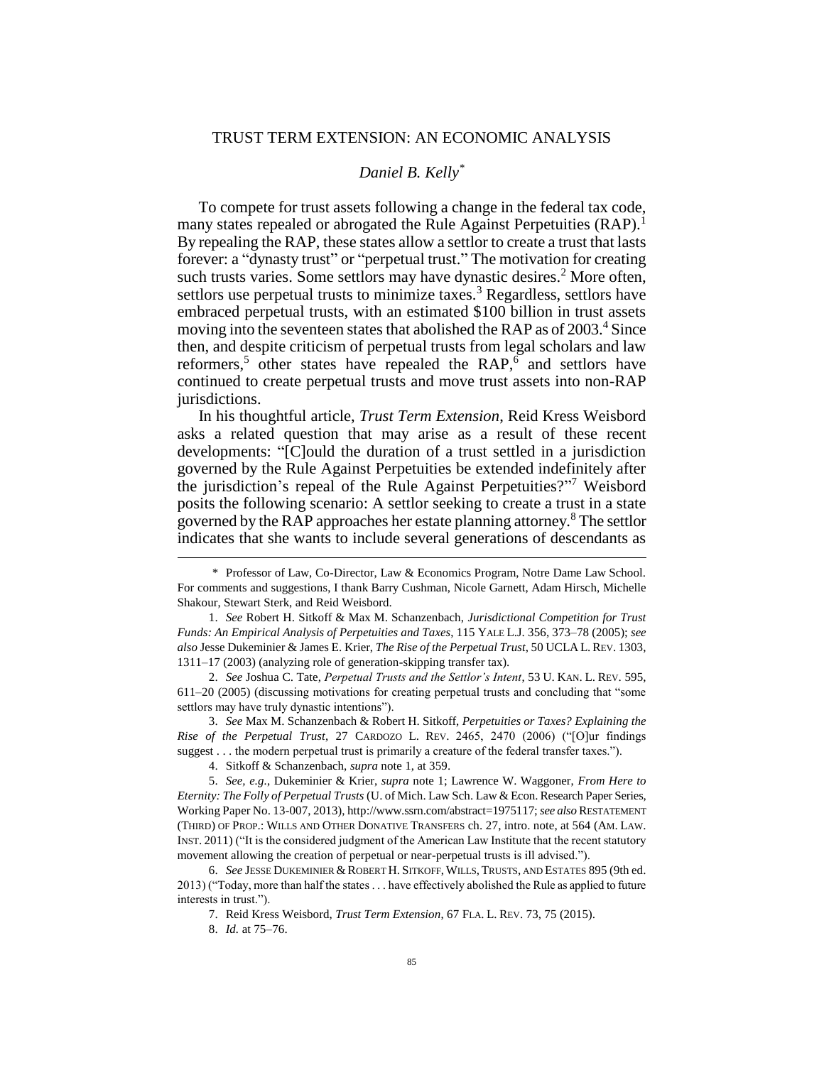# TRUST TERM EXTENSION: AN ECONOMIC ANALYSIS

## *Daniel B. Kelly*[*]

To compete for trust assets following a change in the federal tax code, many states repealed or abrogated the Rule Against Perpetuities (RAP).[1] By repealing the RAP, these states allow a settlor to create a trust that lasts forever: a "dynasty trust" or "perpetual trust." The motivation for creating such trusts varies. Some settlors may have dynastic desires.[2] More often, settlors use perpetual trusts to minimize taxes.[3] Regardless, settlors have embraced perpetual trusts, with an estimated $100 billion in trust assets moving into the seventeen states that abolished the RAP as of 2003.[4] Since then, and despite criticism of perpetual trusts from legal scholars and law reformers,[5] other states have repealed the RAP,[6] and settlors have continued to create perpetual trusts and move trust assets into non-RAP jurisdictions.

In his thoughtful article, *Trust Term Extension*, Reid Kress Weisbord asks a related question that may arise as a result of these recent developments: "[C]ould the duration of a trust settled in a jurisdiction governed by the Rule Against Perpetuities be extended indefinitely after the jurisdiction's repeal of the Rule Against Perpetuities?"[7] Weisbord posits the following scenario: A settlor seeking to create a trust in a state governed by the RAP approaches her estate planning attorney.[8] The settlor indicates that she wants to include several generations of descendants as

---

\* Professor of Law, Co-Director, Law & Economics Program, Notre Dame Law School. For comments and suggestions, I thank Barry Cushman, Nicole Garnett, Adam Hirsch, Michelle Shakour, Stewart Sterk, and Reid Weisbord.

1. *See* Robert H. Sitkoff & Max M. Schanzenbach, *Jurisdictional Competition for Trust Funds: An Empirical Analysis of Perpetuities and Taxes*, 115 YALE L.J. 356, 373–78 (2005); *see also* Jesse Dukeminier & James E. Krier, *The Rise of the Perpetual Trust*, 50 UCLA L. REV. 1303, 1311–17 (2003) (analyzing role of generation-skipping transfer tax).

2. *See* Joshua C. Tate, *Perpetual Trusts and the Settlor's Intent*, 53 U. KAN. L. REV. 595, 611–20 (2005) (discussing motivations for creating perpetual trusts and concluding that "some settlors may have truly dynastic intentions").

3. *See* Max M. Schanzenbach & Robert H. Sitkoff, *Perpetuities or Taxes? Explaining the Rise of the Perpetual Trust*, 27 CARDOZO L. REV. 2465, 2470 (2006) ("[O]ur findings suggest . . . the modern perpetual trust is primarily a creature of the federal transfer taxes.").

4. Sitkoff & Schanzenbach, *supra* note 1, at 359.

5. *See, e.g.*, Dukeminier & Krier, *supra* note 1; Lawrence W. Waggoner, *From Here to Eternity: The Folly of Perpetual Trusts* (U. of Mich. Law Sch. Law & Econ. Research Paper Series, Working Paper No. 13-007, 2013), http://www.ssrn.com/abstract=1975117; *see also* RESTATEMENT (THIRD) OF PROP.: WILLS AND OTHER DONATIVE TRANSFERS ch. 27, intro. note, at 564 (AM. LAW. INST. 2011) ("It is the considered judgment of the American Law Institute that the recent statutory movement allowing the creation of perpetual or near-perpetual trusts is ill advised.").

6. *See* JESSE DUKEMINIER & ROBERT H. SITKOFF, WILLS, TRUSTS, AND ESTATES 895 (9th ed. 2013) ("Today, more than half the states . . . have effectively abolished the Rule as applied to future interests in trust.").

7. Reid Kress Weisbord, *Trust Term Extension*, 67 FLA. L. REV. 73, 75 (2015).

8. *Id.* at 75–76.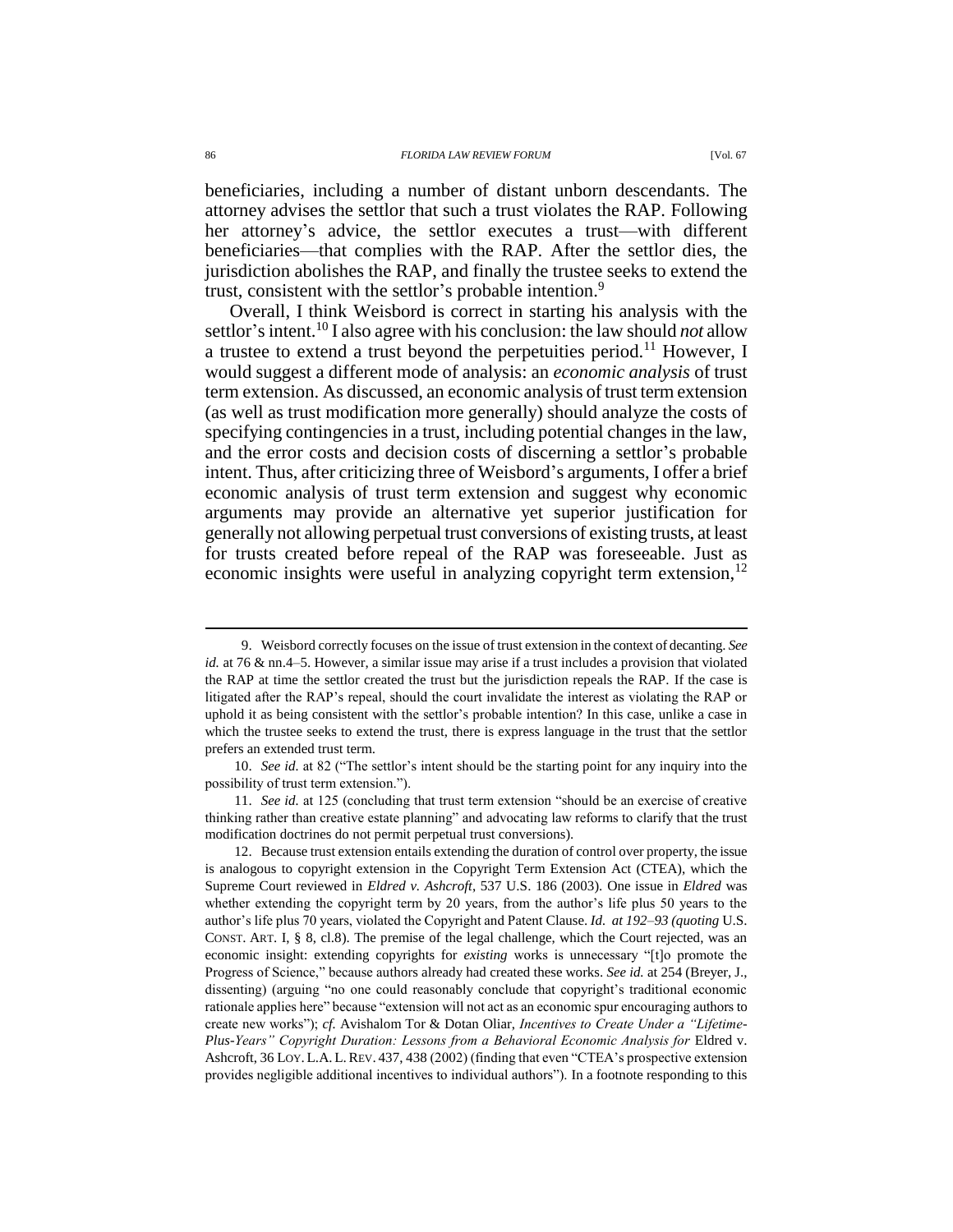beneficiaries, including a number of distant unborn descendants. The attorney advises the settlor that such a trust violates the RAP. Following her attorney's advice, the settlor executes a trust—with different beneficiaries—that complies with the RAP. After the settlor dies, the jurisdiction abolishes the RAP, and finally the trustee seeks to extend the trust, consistent with the settlor's probable intention.[9]

Overall, I think Weisbord is correct in starting his analysis with the settlor's intent.[10] I also agree with his conclusion: the law should *not* allow a trustee to extend a trust beyond the perpetuities period.[11] However, I would suggest a different mode of analysis: an *economic analysis* of trust term extension. As discussed, an economic analysis of trust term extension (as well as trust modification more generally) should analyze the costs of specifying contingencies in a trust, including potential changes in the law, and the error costs and decision costs of discerning a settlor's probable intent. Thus, after criticizing three of Weisbord's arguments, I offer a brief economic analysis of trust term extension and suggest why economic arguments may provide an alternative yet superior justification for generally not allowing perpetual trust conversions of existing trusts, at least for trusts created before repeal of the RAP was foreseeable. Just as economic insights were useful in analyzing copyright term extension,[12]

---

9. Weisbord correctly focuses on the issue of trust extension in the context of decanting. *See id.* at 76 & nn.4–5. However, a similar issue may arise if a trust includes a provision that violated the RAP at time the settlor created the trust but the jurisdiction repeals the RAP. If the case is litigated after the RAP's repeal, should the court invalidate the interest as violating the RAP or uphold it as being consistent with the settlor's probable intention? In this case, unlike a case in which the trustee seeks to extend the trust, there is express language in the trust that the settlor prefers an extended trust term.

10. *See id.* at 82 ("The settlor's intent should be the starting point for any inquiry into the possibility of trust term extension.").

11. *See id.* at 125 (concluding that trust term extension "should be an exercise of creative thinking rather than creative estate planning" and advocating law reforms to clarify that the trust modification doctrines do not permit perpetual trust conversions).

12. Because trust extension entails extending the duration of control over property, the issue is analogous to copyright extension in the Copyright Term Extension Act (CTEA), which the Supreme Court reviewed in *Eldred v. Ashcroft*, 537 U.S. 186 (2003). One issue in *Eldred* was whether extending the copyright term by 20 years, from the author's life plus 50 years to the author's life plus 70 years, violated the Copyright and Patent Clause. *Id. at 192–93 (quoting* U.S. CONST. ART. I, § 8, cl.8). The premise of the legal challenge, which the Court rejected, was an economic insight: extending copyrights for *existing* works is unnecessary "[t]o promote the Progress of Science," because authors already had created these works. *See id.* at 254 (Breyer, J., dissenting) (arguing "no one could reasonably conclude that copyright's traditional economic rationale applies here" because "extension will not act as an economic spur encouraging authors to create new works"); *cf.* Avishalom Tor & Dotan Oliar, *Incentives to Create Under a "Lifetime-Plus-Years" Copyright Duration: Lessons from a Behavioral Economic Analysis for* Eldred v. Ashcroft, 36 LOY. L.A. L. REV. 437, 438 (2002) (finding that even "CTEA's prospective extension provides negligible additional incentives to individual authors"). In a footnote responding to this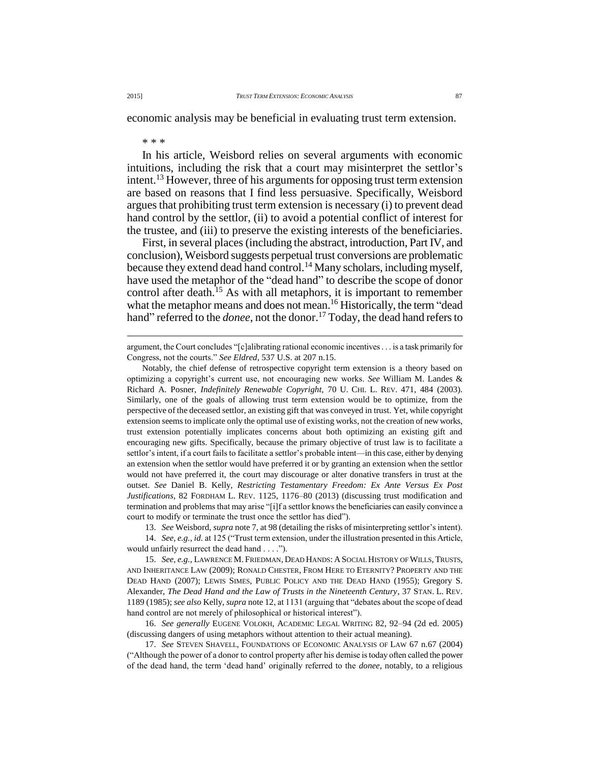economic analysis may be beneficial in evaluating trust term extension.

\* \* \*

In his article, Weisbord relies on several arguments with economic intuitions, including the risk that a court may misinterpret the settlor's intent.[13] However, three of his arguments for opposing trust term extension are based on reasons that I find less persuasive. Specifically, Weisbord argues that prohibiting trust term extension is necessary (i) to prevent dead hand control by the settlor, (ii) to avoid a potential conflict of interest for the trustee, and (iii) to preserve the existing interests of the beneficiaries.

First, in several places (including the abstract, introduction, Part IV, and conclusion), Weisbord suggests perpetual trust conversions are problematic because they extend dead hand control.[14] Many scholars, including myself, have used the metaphor of the "dead hand" to describe the scope of donor control after death.[15] As with all metaphors, it is important to remember what the metaphor means and does not mean.[16] Historically, the term "dead hand" referred to the *donee*, not the donor.[17] Today, the dead hand refers to

---

argument, the Court concludes "[c]alibrating rational economic incentives . . . is a task primarily for Congress, not the courts." *See Eldred*, 537 U.S. at 207 n.15.

Notably, the chief defense of retrospective copyright term extension is a theory based on optimizing a copyright's current use, not encouraging new works. *See* William M. Landes & Richard A. Posner, *Indefinitely Renewable Copyright*, 70 U. CHI. L. REV. 471, 484 (2003). Similarly, one of the goals of allowing trust term extension would be to optimize, from the perspective of the deceased settlor, an existing gift that was conveyed in trust. Yet, while copyright extension seems to implicate only the optimal use of existing works, not the creation of new works, trust extension potentially implicates concerns about both optimizing an existing gift and encouraging new gifts. Specifically, because the primary objective of trust law is to facilitate a settlor's intent, if a court fails to facilitate a settlor's probable intent—in this case, either by denying an extension when the settlor would have preferred it or by granting an extension when the settlor would not have preferred it, the court may discourage or alter donative transfers in trust at the outset. *See* Daniel B. Kelly, *Restricting Testamentary Freedom: Ex Ante Versus Ex Post Justifications*, 82 FORDHAM L. REV. 1125, 1176–80 (2013) (discussing trust modification and termination and problems that may arise "[i]f a settlor knows the beneficiaries can easily convince a court to modify or terminate the trust once the settlor has died").

13. *See* Weisbord, *supra* note 7, at 98 (detailing the risks of misinterpreting settlor's intent).

14. *See, e.g.*, *id.* at 125 ("Trust term extension, under the illustration presented in this Article, would unfairly resurrect the dead hand . . . .").

15. *See, e.g.*, LAWRENCE M. FRIEDMAN, DEAD HANDS: A SOCIAL HISTORY OF WILLS, TRUSTS, AND INHERITANCE LAW (2009); RONALD CHESTER, FROM HERE TO ETERNITY? PROPERTY AND THE DEAD HAND (2007); LEWIS SIMES, PUBLIC POLICY AND THE DEAD HAND (1955); Gregory S. Alexander, *The Dead Hand and the Law of Trusts in the Nineteenth Century*, 37 STAN. L. REV. 1189 (1985); *see also* Kelly, *supra* note 12, at 1131 (arguing that "debates about the scope of dead hand control are not merely of philosophical or historical interest").

16. *See generally* EUGENE VOLOKH, ACADEMIC LEGAL WRITING 82, 92–94 (2d ed. 2005) (discussing dangers of using metaphors without attention to their actual meaning).

17. *See* STEVEN SHAVELL, FOUNDATIONS OF ECONOMIC ANALYSIS OF LAW 67 n.67 (2004) ("Although the power of a donor to control property after his demise is today often called the power of the dead hand, the term 'dead hand' originally referred to the *donee*, notably, to a religious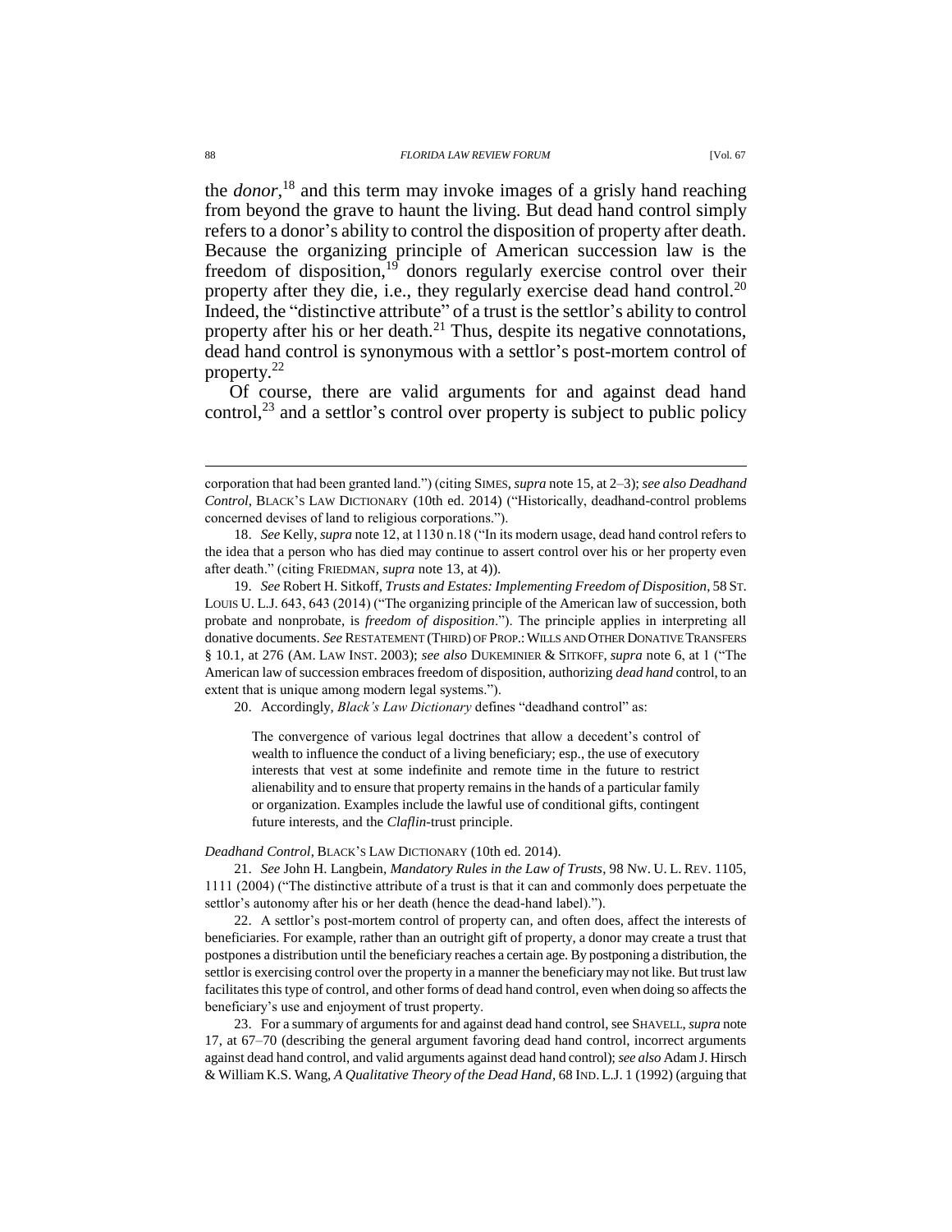the *donor*,[18] and this term may invoke images of a grisly hand reaching from beyond the grave to haunt the living. But dead hand control simply refers to a donor's ability to control the disposition of property after death. Because the organizing principle of American succession law is the freedom of disposition,[19] donors regularly exercise control over their property after they die, i.e., they regularly exercise dead hand control.[20] Indeed, the "distinctive attribute" of a trust is the settlor's ability to control property after his or her death.[21] Thus, despite its negative connotations, dead hand control is synonymous with a settlor's post-mortem control of property.[22]

Of course, there are valid arguments for and against dead hand control,[23] and a settlor's control over property is subject to public policy

---

corporation that had been granted land.") (citing SIMES, *supra* note 15, at 2–3); *see also Deadhand Control*, BLACK'S LAW DICTIONARY (10th ed. 2014) ("Historically, deadhand-control problems concerned devises of land to religious corporations.").

18. *See* Kelly, *supra* note 12, at 1130 n.18 ("In its modern usage, dead hand control refers to the idea that a person who has died may continue to assert control over his or her property even after death." (citing FRIEDMAN, *supra* note 13, at 4)).

19. *See* Robert H. Sitkoff, *Trusts and Estates: Implementing Freedom of Disposition*, 58 ST. LOUIS U. L.J. 643, 643 (2014) ("The organizing principle of the American law of succession, both probate and nonprobate, is *freedom of disposition*."). The principle applies in interpreting all donative documents. *See* RESTATEMENT (THIRD) OF PROP.: WILLS AND OTHER DONATIVE TRANSFERS § 10.1, at 276 (AM. LAW INST. 2003); *see also* DUKEMINIER & SITKOFF, *supra* note 6, at 1 ("The American law of succession embraces freedom of disposition, authorizing *dead hand* control, to an extent that is unique among modern legal systems.").

20. Accordingly, *Black's Law Dictionary* defines "deadhand control" as:

> The convergence of various legal doctrines that allow a decedent's control of wealth to influence the conduct of a living beneficiary; esp., the use of executory interests that vest at some indefinite and remote time in the future to restrict alienability and to ensure that property remains in the hands of a particular family or organization. Examples include the lawful use of conditional gifts, contingent future interests, and the *Claflin*-trust principle.

*Deadhand Control*, BLACK'S LAW DICTIONARY (10th ed. 2014).

21. *See* John H. Langbein, *Mandatory Rules in the Law of Trusts*, 98 NW. U. L. REV. 1105, 1111 (2004) ("The distinctive attribute of a trust is that it can and commonly does perpetuate the settlor's autonomy after his or her death (hence the dead-hand label).").

22. A settlor's post-mortem control of property can, and often does, affect the interests of beneficiaries. For example, rather than an outright gift of property, a donor may create a trust that postpones a distribution until the beneficiary reaches a certain age. By postponing a distribution, the settlor is exercising control over the property in a manner the beneficiary may not like. But trust law facilitates this type of control, and other forms of dead hand control, even when doing so affects the beneficiary's use and enjoyment of trust property.

23. For a summary of arguments for and against dead hand control, see SHAVELL, *supra* note 17, at 67–70 (describing the general argument favoring dead hand control, incorrect arguments against dead hand control, and valid arguments against dead hand control); *see also* Adam J. Hirsch & William K.S. Wang, *A Qualitative Theory of the Dead Hand*, 68 IND. L.J. 1 (1992) (arguing that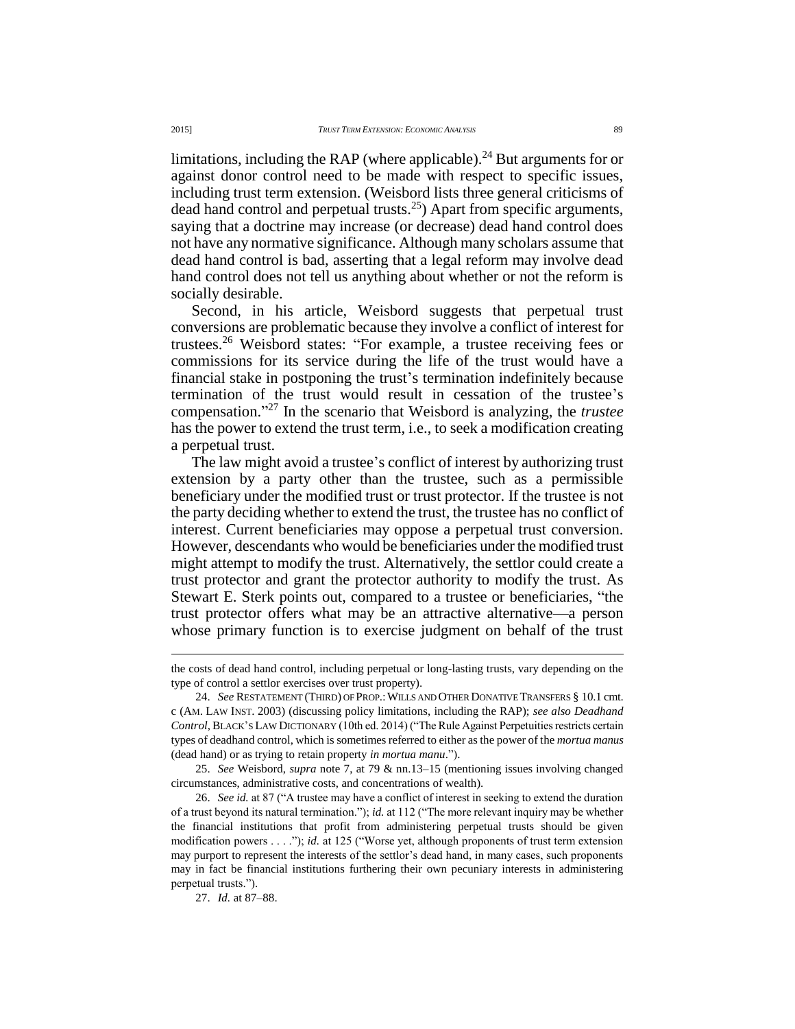limitations, including the RAP (where applicable).[24] But arguments for or against donor control need to be made with respect to specific issues, including trust term extension. (Weisbord lists three general criticisms of dead hand control and perpetual trusts.[25]) Apart from specific arguments, saying that a doctrine may increase (or decrease) dead hand control does not have any normative significance. Although many scholars assume that dead hand control is bad, asserting that a legal reform may involve dead hand control does not tell us anything about whether or not the reform is socially desirable.

Second, in his article, Weisbord suggests that perpetual trust conversions are problematic because they involve a conflict of interest for trustees.[26] Weisbord states: "For example, a trustee receiving fees or commissions for its service during the life of the trust would have a financial stake in postponing the trust's termination indefinitely because termination of the trust would result in cessation of the trustee's compensation."[27] In the scenario that Weisbord is analyzing, the *trustee* has the power to extend the trust term, i.e., to seek a modification creating a perpetual trust.

The law might avoid a trustee's conflict of interest by authorizing trust extension by a party other than the trustee, such as a permissible beneficiary under the modified trust or trust protector. If the trustee is not the party deciding whether to extend the trust, the trustee has no conflict of interest. Current beneficiaries may oppose a perpetual trust conversion. However, descendants who would be beneficiaries under the modified trust might attempt to modify the trust. Alternatively, the settlor could create a trust protector and grant the protector authority to modify the trust. As Stewart E. Sterk points out, compared to a trustee or beneficiaries, "the trust protector offers what may be an attractive alternative—a person whose primary function is to exercise judgment on behalf of the trust

---

the costs of dead hand control, including perpetual or long-lasting trusts, vary depending on the type of control a settlor exercises over trust property).

24. *See* RESTATEMENT (THIRD) OF PROP.: WILLS AND OTHER DONATIVE TRANSFERS § 10.1 cmt. c (AM. LAW INST. 2003) (discussing policy limitations, including the RAP); *see also Deadhand Control*, BLACK'S LAW DICTIONARY (10th ed. 2014) ("The Rule Against Perpetuities restricts certain types of deadhand control, which is sometimes referred to either as the power of the *mortua manus* (dead hand) or as trying to retain property *in mortua manu*.").

25. *See* Weisbord, *supra* note 7, at 79 & nn.13–15 (mentioning issues involving changed circumstances, administrative costs, and concentrations of wealth).

26. *See id.* at 87 ("A trustee may have a conflict of interest in seeking to extend the duration of a trust beyond its natural termination."); *id.* at 112 ("The more relevant inquiry may be whether the financial institutions that profit from administering perpetual trusts should be given modification powers . . . ."); *id.* at 125 ("Worse yet, although proponents of trust term extension may purport to represent the interests of the settlor's dead hand, in many cases, such proponents may in fact be financial institutions furthering their own pecuniary interests in administering perpetual trusts.").

27. *Id.* at 87–88.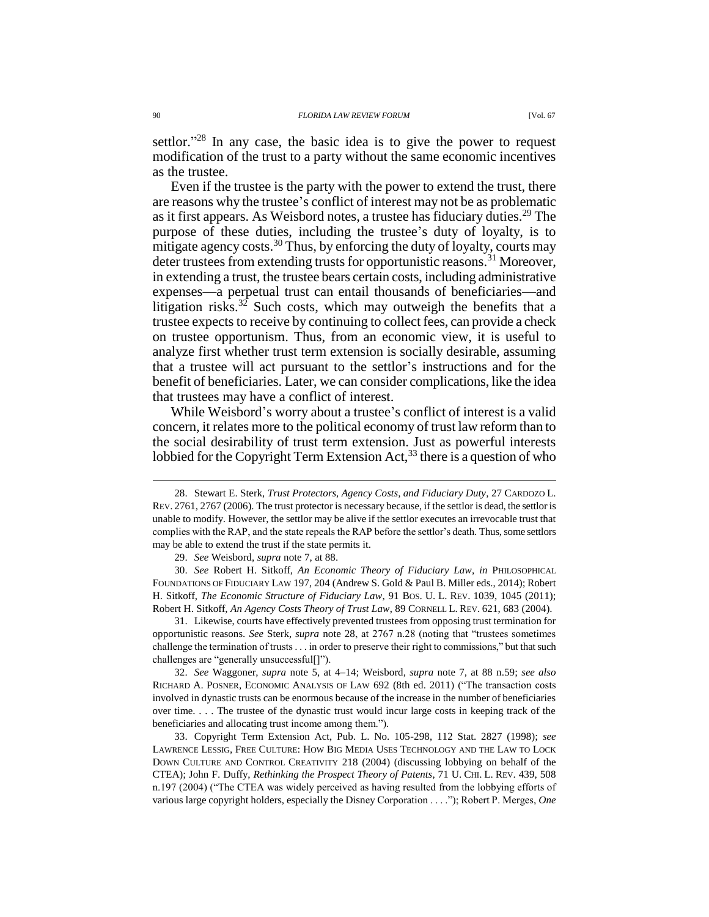settlor."[28] In any case, the basic idea is to give the power to request modification of the trust to a party without the same economic incentives as the trustee.

Even if the trustee is the party with the power to extend the trust, there are reasons why the trustee's conflict of interest may not be as problematic as it first appears. As Weisbord notes, a trustee has fiduciary duties.[29] The purpose of these duties, including the trustee's duty of loyalty, is to mitigate agency costs.[30] Thus, by enforcing the duty of loyalty, courts may deter trustees from extending trusts for opportunistic reasons.[31] Moreover, in extending a trust, the trustee bears certain costs, including administrative expenses—a perpetual trust can entail thousands of beneficiaries—and litigation risks.[32] Such costs, which may outweigh the benefits that a trustee expects to receive by continuing to collect fees, can provide a check on trustee opportunism. Thus, from an economic view, it is useful to analyze first whether trust term extension is socially desirable, assuming that a trustee will act pursuant to the settlor's instructions and for the benefit of beneficiaries. Later, we can consider complications, like the idea that trustees may have a conflict of interest.

While Weisbord's worry about a trustee's conflict of interest is a valid concern, it relates more to the political economy of trust law reform than to the social desirability of trust term extension. Just as powerful interests lobbied for the Copyright Term Extension Act,[33] there is a question of who

---

28. Stewart E. Sterk, *Trust Protectors, Agency Costs, and Fiduciary Duty*, 27 CARDOZO L. REV. 2761, 2767 (2006). The trust protector is necessary because, if the settlor is dead, the settlor is unable to modify. However, the settlor may be alive if the settlor executes an irrevocable trust that complies with the RAP, and the state repeals the RAP before the settlor's death. Thus, some settlors may be able to extend the trust if the state permits it.

29. *See* Weisbord, *supra* note 7, at 88.

30. *See* Robert H. Sitkoff, *An Economic Theory of Fiduciary Law*, *in* PHILOSOPHICAL FOUNDATIONS OF FIDUCIARY LAW 197, 204 (Andrew S. Gold & Paul B. Miller eds., 2014); Robert H. Sitkoff, *The Economic Structure of Fiduciary Law*, 91 BOS. U. L. REV. 1039, 1045 (2011); Robert H. Sitkoff, *An Agency Costs Theory of Trust Law*, 89 CORNELL L. REV. 621, 683 (2004).

31. Likewise, courts have effectively prevented trustees from opposing trust termination for opportunistic reasons. *See* Sterk, *supra* note 28, at 2767 n.28 (noting that "trustees sometimes challenge the termination of trusts . . . in order to preserve their right to commissions," but that such challenges are "generally unsuccessful[]").

32. *See* Waggoner, *supra* note 5, at 4–14; Weisbord, *supra* note 7, at 88 n.59; *see also* RICHARD A. POSNER, ECONOMIC ANALYSIS OF LAW 692 (8th ed. 2011) ("The transaction costs involved in dynastic trusts can be enormous because of the increase in the number of beneficiaries over time. . . . The trustee of the dynastic trust would incur large costs in keeping track of the beneficiaries and allocating trust income among them.").

33. Copyright Term Extension Act, Pub. L. No. 105-298, 112 Stat. 2827 (1998); *see* LAWRENCE LESSIG, FREE CULTURE: HOW BIG MEDIA USES TECHNOLOGY AND THE LAW TO LOCK DOWN CULTURE AND CONTROL CREATIVITY 218 (2004) (discussing lobbying on behalf of the CTEA); John F. Duffy, *Rethinking the Prospect Theory of Patents*, 71 U. CHI. L. REV. 439, 508 n.197 (2004) ("The CTEA was widely perceived as having resulted from the lobbying efforts of various large copyright holders, especially the Disney Corporation . . . ."); Robert P. Merges, *One*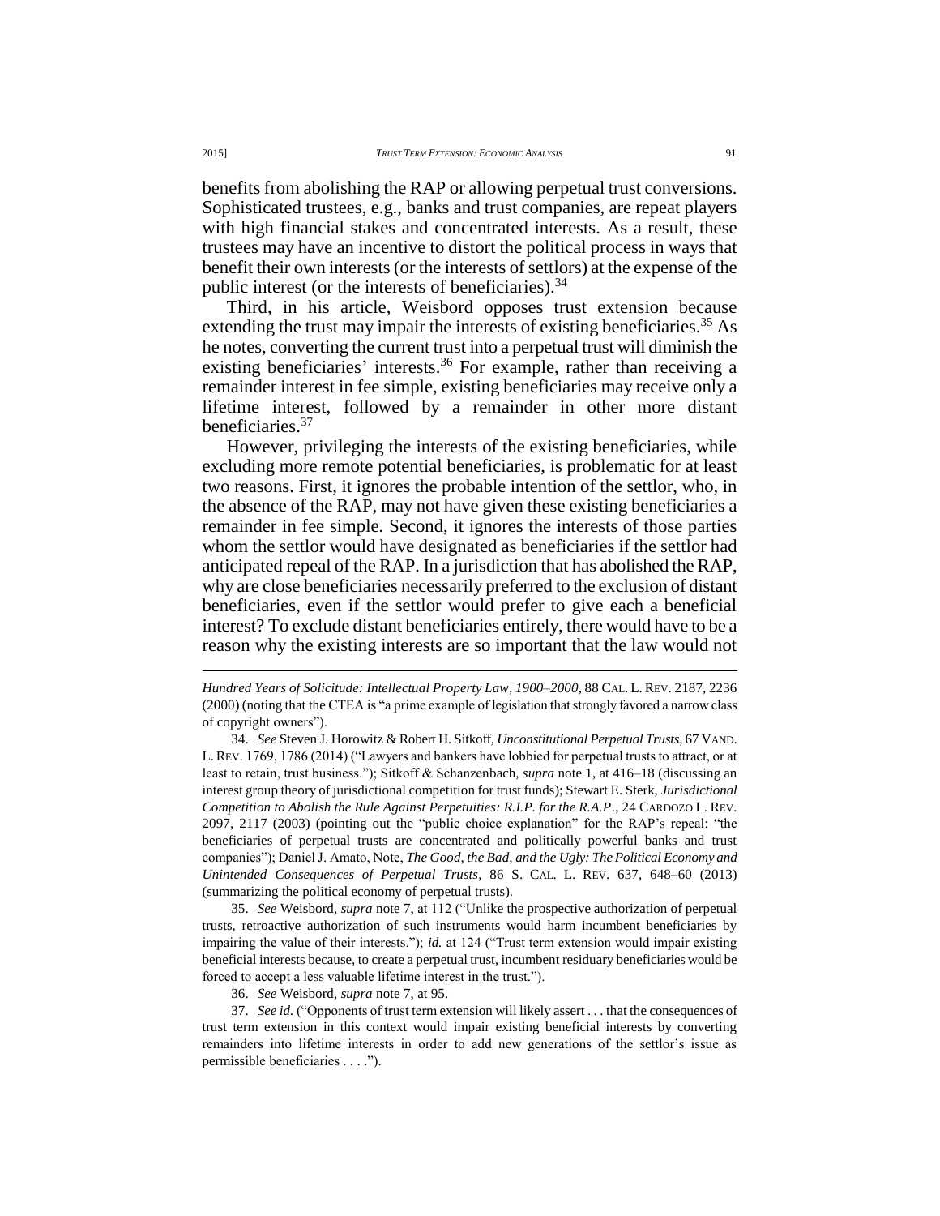benefits from abolishing the RAP or allowing perpetual trust conversions. Sophisticated trustees, e.g., banks and trust companies, are repeat players with high financial stakes and concentrated interests. As a result, these trustees may have an incentive to distort the political process in ways that benefit their own interests (or the interests of settlors) at the expense of the public interest (or the interests of beneficiaries).[34]

Third, in his article, Weisbord opposes trust extension because extending the trust may impair the interests of existing beneficiaries.[35] As he notes, converting the current trust into a perpetual trust will diminish the existing beneficiaries' interests.[36] For example, rather than receiving a remainder interest in fee simple, existing beneficiaries may receive only a lifetime interest, followed by a remainder in other more distant beneficiaries.[37]

However, privileging the interests of the existing beneficiaries, while excluding more remote potential beneficiaries, is problematic for at least two reasons. First, it ignores the probable intention of the settlor, who, in the absence of the RAP, may not have given these existing beneficiaries a remainder in fee simple. Second, it ignores the interests of those parties whom the settlor would have designated as beneficiaries if the settlor had anticipated repeal of the RAP. In a jurisdiction that has abolished the RAP, why are close beneficiaries necessarily preferred to the exclusion of distant beneficiaries, even if the settlor would prefer to give each a beneficial interest? To exclude distant beneficiaries entirely, there would have to be a reason why the existing interests are so important that the law would not

---

*Hundred Years of Solicitude: Intellectual Property Law, 1900–2000*, 88 CAL. L. REV. 2187, 2236 (2000) (noting that the CTEA is "a prime example of legislation that strongly favored a narrow class of copyright owners").

34. *See* Steven J. Horowitz & Robert H. Sitkoff, *Unconstitutional Perpetual Trusts*, 67 VAND. L. REV. 1769, 1786 (2014) ("Lawyers and bankers have lobbied for perpetual trusts to attract, or at least to retain, trust business."); Sitkoff & Schanzenbach, *supra* note 1, at 416–18 (discussing an interest group theory of jurisdictional competition for trust funds); Stewart E. Sterk, *Jurisdictional Competition to Abolish the Rule Against Perpetuities: R.I.P. for the R.A.P.*, 24 CARDOZO L. REV. 2097, 2117 (2003) (pointing out the "public choice explanation" for the RAP's repeal: "the beneficiaries of perpetual trusts are concentrated and politically powerful banks and trust companies"); Daniel J. Amato, Note, *The Good, the Bad, and the Ugly: The Political Economy and Unintended Consequences of Perpetual Trusts*, 86 S. CAL. L. REV. 637, 648–60 (2013) (summarizing the political economy of perpetual trusts).

35. *See* Weisbord, *supra* note 7, at 112 ("Unlike the prospective authorization of perpetual trusts, retroactive authorization of such instruments would harm incumbent beneficiaries by impairing the value of their interests."); *id.* at 124 ("Trust term extension would impair existing beneficial interests because, to create a perpetual trust, incumbent residuary beneficiaries would be forced to accept a less valuable lifetime interest in the trust.").

36. *See* Weisbord, *supra* note 7, at 95.

37. *See id.* ("Opponents of trust term extension will likely assert . . . that the consequences of trust term extension in this context would impair existing beneficial interests by converting remainders into lifetime interests in order to add new generations of the settlor's issue as permissible beneficiaries . . . .").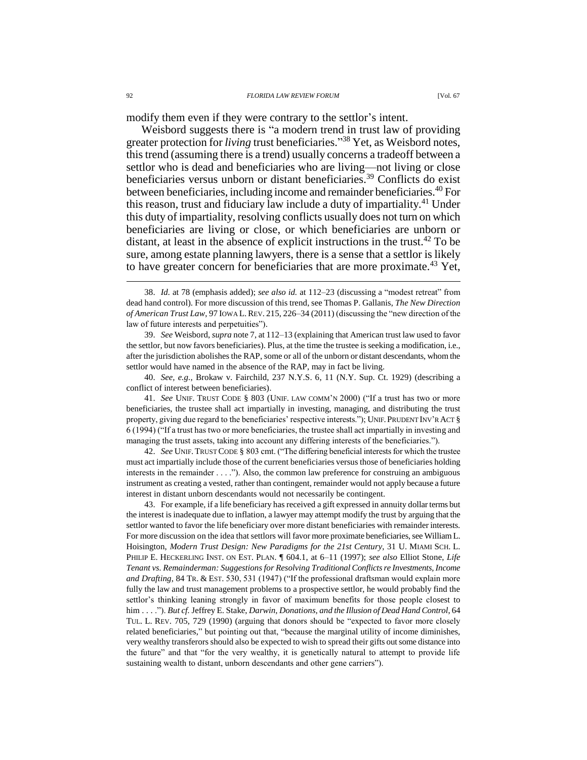modify them even if they were contrary to the settlor's intent.

Weisbord suggests there is "a modern trend in trust law of providing greater protection for *living* trust beneficiaries."[38] Yet, as Weisbord notes, this trend (assuming there is a trend) usually concerns a tradeoff between a settlor who is dead and beneficiaries who are living—not living or close beneficiaries versus unborn or distant beneficiaries.[39] Conflicts do exist between beneficiaries, including income and remainder beneficiaries.[40] For this reason, trust and fiduciary law include a duty of impartiality.[41] Under this duty of impartiality, resolving conflicts usually does not turn on which beneficiaries are living or close, or which beneficiaries are unborn or distant, at least in the absence of explicit instructions in the trust.[42] To be sure, among estate planning lawyers, there is a sense that a settlor is likely to have greater concern for beneficiaries that are more proximate.[43] Yet,

---

38. *Id.* at 78 (emphasis added); *see also id.* at 112–23 (discussing a "modest retreat" from dead hand control). For more discussion of this trend, see Thomas P. Gallanis, *The New Direction of American Trust Law*, 97 IOWA L. REV. 215, 226–34 (2011) (discussing the "new direction of the law of future interests and perpetuities").

39. *See* Weisbord, *supra* note 7, at 112–13 (explaining that American trust law used to favor the settlor, but now favors beneficiaries). Plus, at the time the trustee is seeking a modification, i.e., after the jurisdiction abolishes the RAP, some or all of the unborn or distant descendants, whom the settlor would have named in the absence of the RAP, may in fact be living.

40. *See, e.g.*, Brokaw v. Fairchild, 237 N.Y.S. 6, 11 (N.Y. Sup. Ct. 1929) (describing a conflict of interest between beneficiaries).

41. *See* UNIF. TRUST CODE § 803 (UNIF. LAW COMM'N 2000) ("If a trust has two or more beneficiaries, the trustee shall act impartially in investing, managing, and distributing the trust property, giving due regard to the beneficiaries' respective interests."); UNIF. PRUDENT INV'R ACT § 6 (1994) ("If a trust has two or more beneficiaries, the trustee shall act impartially in investing and managing the trust assets, taking into account any differing interests of the beneficiaries.").

42. *See* UNIF. TRUST CODE § 803 cmt. ("The differing beneficial interests for which the trustee must act impartially include those of the current beneficiaries versus those of beneficiaries holding interests in the remainder . . . ."). Also, the common law preference for construing an ambiguous instrument as creating a vested, rather than contingent, remainder would not apply because a future interest in distant unborn descendants would not necessarily be contingent.

43. For example, if a life beneficiary has received a gift expressed in annuity dollar terms but the interest is inadequate due to inflation, a lawyer may attempt modify the trust by arguing that the settlor wanted to favor the life beneficiary over more distant beneficiaries with remainder interests. For more discussion on the idea that settlors will favor more proximate beneficiaries, see William L. Hoisington, *Modern Trust Design: New Paradigms for the 21st Century*, 31 U. MIAMI SCH. L. PHILIP E. HECKERLING INST. ON EST. PLAN. ¶ 604.1, at 6–11 (1997); *see also* Elliot Stone, *Life Tenant vs. Remainderman: Suggestions for Resolving Traditional Conflicts re Investments, Income and Drafting*, 84 TR. & EST. 530, 531 (1947) ("If the professional draftsman would explain more fully the law and trust management problems to a prospective settlor, he would probably find the settlor's thinking leaning strongly in favor of maximum benefits for those people closest to him . . . ."). *But cf.* Jeffrey E. Stake, *Darwin, Donations, and the Illusion of Dead Hand Control*, 64 TUL. L. REV. 705, 729 (1990) (arguing that donors should be "expected to favor more closely related beneficiaries," but pointing out that, "because the marginal utility of income diminishes, very wealthy transferors should also be expected to wish to spread their gifts out some distance into the future" and that "for the very wealthy, it is genetically natural to attempt to provide life sustaining wealth to distant, unborn descendants and other gene carriers").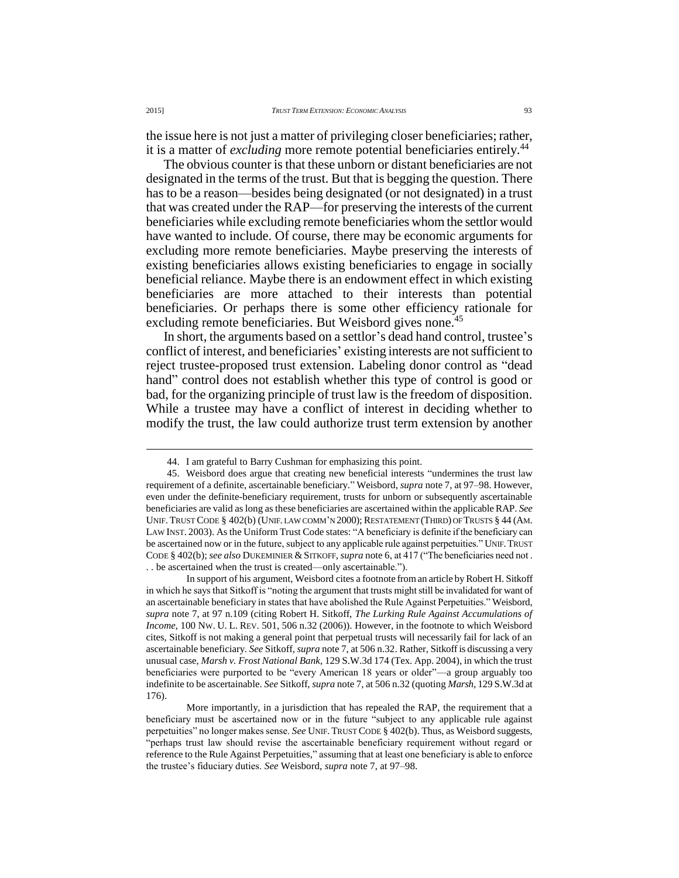the issue here is not just a matter of privileging closer beneficiaries; rather, it is a matter of *excluding* more remote potential beneficiaries entirely.[44]

The obvious counter is that these unborn or distant beneficiaries are not designated in the terms of the trust. But that is begging the question. There has to be a reason—besides being designated (or not designated) in a trust that was created under the RAP—for preserving the interests of the current beneficiaries while excluding remote beneficiaries whom the settlor would have wanted to include. Of course, there may be economic arguments for excluding more remote beneficiaries. Maybe preserving the interests of existing beneficiaries allows existing beneficiaries to engage in socially beneficial reliance. Maybe there is an endowment effect in which existing beneficiaries are more attached to their interests than potential beneficiaries. Or perhaps there is some other efficiency rationale for excluding remote beneficiaries. But Weisbord gives none.[45]

In short, the arguments based on a settlor's dead hand control, trustee's conflict of interest, and beneficiaries' existing interests are not sufficient to reject trustee-proposed trust extension. Labeling donor control as "dead hand" control does not establish whether this type of control is good or bad, for the organizing principle of trust law is the freedom of disposition. While a trustee may have a conflict of interest in deciding whether to modify the trust, the law could authorize trust term extension by another

---

44. I am grateful to Barry Cushman for emphasizing this point.

45. Weisbord does argue that creating new beneficial interests "undermines the trust law requirement of a definite, ascertainable beneficiary." Weisbord, *supra* note 7, at 97–98. However, even under the definite-beneficiary requirement, trusts for unborn or subsequently ascertainable beneficiaries are valid as long as these beneficiaries are ascertained within the applicable RAP. *See* UNIF. TRUST CODE § 402(b) (UNIF. LAW COMM'N 2000); RESTATEMENT (THIRD) OF TRUSTS § 44 (AM. LAW INST. 2003). As the Uniform Trust Code states: "A beneficiary is definite if the beneficiary can be ascertained now or in the future, subject to any applicable rule against perpetuities." UNIF. TRUST CODE § 402(b); *see also* DUKEMINIER & SITKOFF, *supra* note 6, at 417 ("The beneficiaries need not . . . be ascertained when the trust is created—only ascertainable.").

In support of his argument, Weisbord cites a footnote from an article by Robert H. Sitkoff in which he says that Sitkoff is "noting the argument that trusts might still be invalidated for want of an ascertainable beneficiary in states that have abolished the Rule Against Perpetuities." Weisbord, *supra* note 7, at 97 n.109 (citing Robert H. Sitkoff, *The Lurking Rule Against Accumulations of Income*, 100 NW. U. L. REV. 501, 506 n.32 (2006)). However, in the footnote to which Weisbord cites, Sitkoff is not making a general point that perpetual trusts will necessarily fail for lack of an ascertainable beneficiary. *See* Sitkoff, *supra* note 7, at 506 n.32. Rather, Sitkoff is discussing a very unusual case, *Marsh v. Frost National Bank*, 129 S.W.3d 174 (Tex. App. 2004), in which the trust beneficiaries were purported to be "every American 18 years or older"—a group arguably too indefinite to be ascertainable. *See* Sitkoff, *supra* note 7, at 506 n.32 (quoting *Marsh*, 129 S.W.3d at 176).

More importantly, in a jurisdiction that has repealed the RAP, the requirement that a beneficiary must be ascertained now or in the future "subject to any applicable rule against perpetuities" no longer makes sense. *See* UNIF. TRUST CODE § 402(b). Thus, as Weisbord suggests, "perhaps trust law should revise the ascertainable beneficiary requirement without regard or reference to the Rule Against Perpetuities," assuming that at least one beneficiary is able to enforce the trustee's fiduciary duties. *See* Weisbord, *supra* note 7, at 97–98.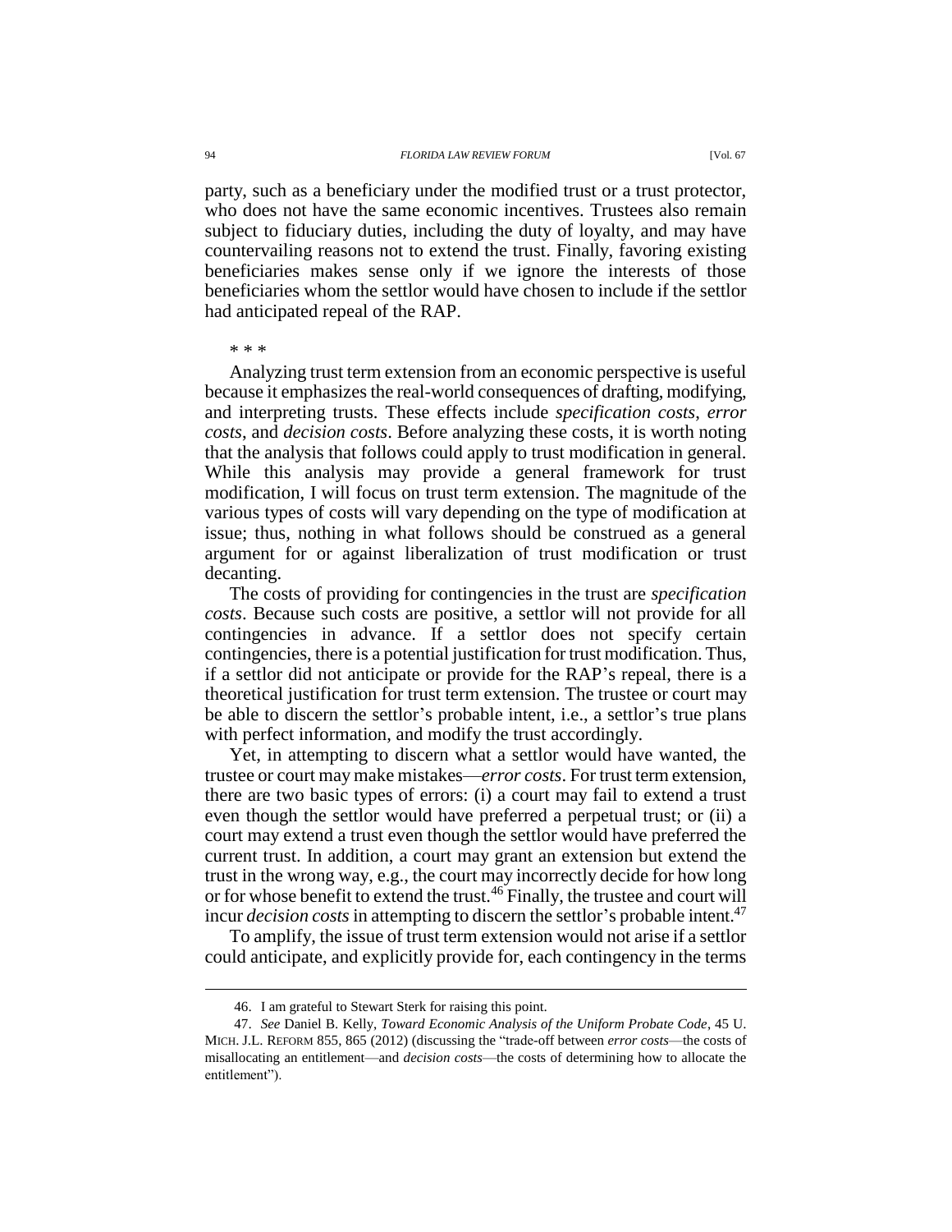party, such as a beneficiary under the modified trust or a trust protector, who does not have the same economic incentives. Trustees also remain subject to fiduciary duties, including the duty of loyalty, and may have countervailing reasons not to extend the trust. Finally, favoring existing beneficiaries makes sense only if we ignore the interests of those beneficiaries whom the settlor would have chosen to include if the settlor had anticipated repeal of the RAP.

\* \* \*

Analyzing trust term extension from an economic perspective is useful because it emphasizes the real-world consequences of drafting, modifying, and interpreting trusts. These effects include *specification costs*, *error costs*, and *decision costs*. Before analyzing these costs, it is worth noting that the analysis that follows could apply to trust modification in general. While this analysis may provide a general framework for trust modification, I will focus on trust term extension. The magnitude of the various types of costs will vary depending on the type of modification at issue; thus, nothing in what follows should be construed as a general argument for or against liberalization of trust modification or trust decanting.

The costs of providing for contingencies in the trust are *specification costs*. Because such costs are positive, a settlor will not provide for all contingencies in advance. If a settlor does not specify certain contingencies, there is a potential justification for trust modification. Thus, if a settlor did not anticipate or provide for the RAP's repeal, there is a theoretical justification for trust term extension. The trustee or court may be able to discern the settlor's probable intent, i.e., a settlor's true plans with perfect information, and modify the trust accordingly.

Yet, in attempting to discern what a settlor would have wanted, the trustee or court may make mistakes—*error costs*. For trust term extension, there are two basic types of errors: (i) a court may fail to extend a trust even though the settlor would have preferred a perpetual trust; or (ii) a court may extend a trust even though the settlor would have preferred the current trust. In addition, a court may grant an extension but extend the trust in the wrong way, e.g., the court may incorrectly decide for how long or for whose benefit to extend the trust.[46] Finally, the trustee and court will incur *decision costs* in attempting to discern the settlor's probable intent.[47]

To amplify, the issue of trust term extension would not arise if a settlor could anticipate, and explicitly provide for, each contingency in the terms

---

46. I am grateful to Stewart Sterk for raising this point.

47. *See* Daniel B. Kelly, *Toward Economic Analysis of the Uniform Probate Code*, 45 U. MICH. J.L. REFORM 855, 865 (2012) (discussing the "trade-off between *error costs*—the costs of misallocating an entitlement—and *decision costs*—the costs of determining how to allocate the entitlement").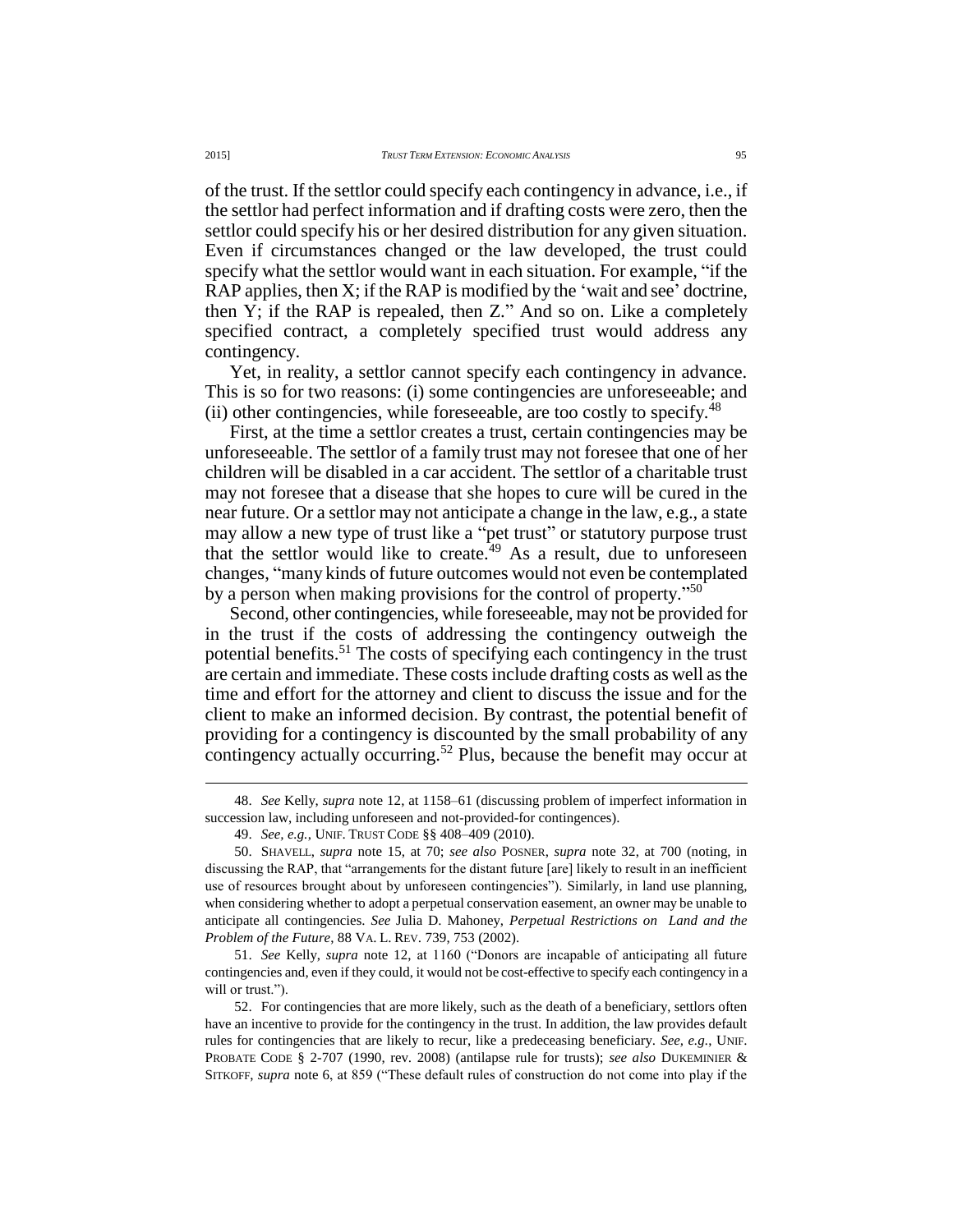of the trust. If the settlor could specify each contingency in advance, i.e., if the settlor had perfect information and if drafting costs were zero, then the settlor could specify his or her desired distribution for any given situation. Even if circumstances changed or the law developed, the trust could specify what the settlor would want in each situation. For example, "if the RAP applies, then X; if the RAP is modified by the 'wait and see' doctrine, then Y; if the RAP is repealed, then Z." And so on. Like a completely specified contract, a completely specified trust would address any contingency.

Yet, in reality, a settlor cannot specify each contingency in advance. This is so for two reasons: (i) some contingencies are unforeseeable; and (ii) other contingencies, while foreseeable, are too costly to specify.[48]

First, at the time a settlor creates a trust, certain contingencies may be unforeseeable. The settlor of a family trust may not foresee that one of her children will be disabled in a car accident. The settlor of a charitable trust may not foresee that a disease that she hopes to cure will be cured in the near future. Or a settlor may not anticipate a change in the law, e.g., a state may allow a new type of trust like a "pet trust" or statutory purpose trust that the settlor would like to create.[49] As a result, due to unforeseen changes, "many kinds of future outcomes would not even be contemplated by a person when making provisions for the control of property."[50]

Second, other contingencies, while foreseeable, may not be provided for in the trust if the costs of addressing the contingency outweigh the potential benefits.[51] The costs of specifying each contingency in the trust are certain and immediate. These costs include drafting costs as well as the time and effort for the attorney and client to discuss the issue and for the client to make an informed decision. By contrast, the potential benefit of providing for a contingency is discounted by the small probability of any contingency actually occurring.[52] Plus, because the benefit may occur at

---

48. *See* Kelly, *supra* note 12, at 1158–61 (discussing problem of imperfect information in succession law, including unforeseen and not-provided-for contingences).

49. *See, e.g.*, UNIF. TRUST CODE §§ 408–409 (2010).

50. SHAVELL, *supra* note 15, at 70; *see also* POSNER, *supra* note 32, at 700 (noting, in discussing the RAP, that "arrangements for the distant future [are] likely to result in an inefficient use of resources brought about by unforeseen contingencies"). Similarly, in land use planning, when considering whether to adopt a perpetual conservation easement, an owner may be unable to anticipate all contingencies. *See* Julia D. Mahoney, *Perpetual Restrictions on Land and the Problem of the Future*, 88 VA. L. REV. 739, 753 (2002).

51. *See* Kelly, *supra* note 12, at 1160 ("Donors are incapable of anticipating all future contingencies and, even if they could, it would not be cost-effective to specify each contingency in a will or trust.").

52. For contingencies that are more likely, such as the death of a beneficiary, settlors often have an incentive to provide for the contingency in the trust. In addition, the law provides default rules for contingencies that are likely to recur, like a predeceasing beneficiary. *See, e.g.*, UNIF. PROBATE CODE § 2-707 (1990, rev. 2008) (antilapse rule for trusts); *see also* DUKEMINIER & SITKOFF, *supra* note 6, at 859 ("These default rules of construction do not come into play if the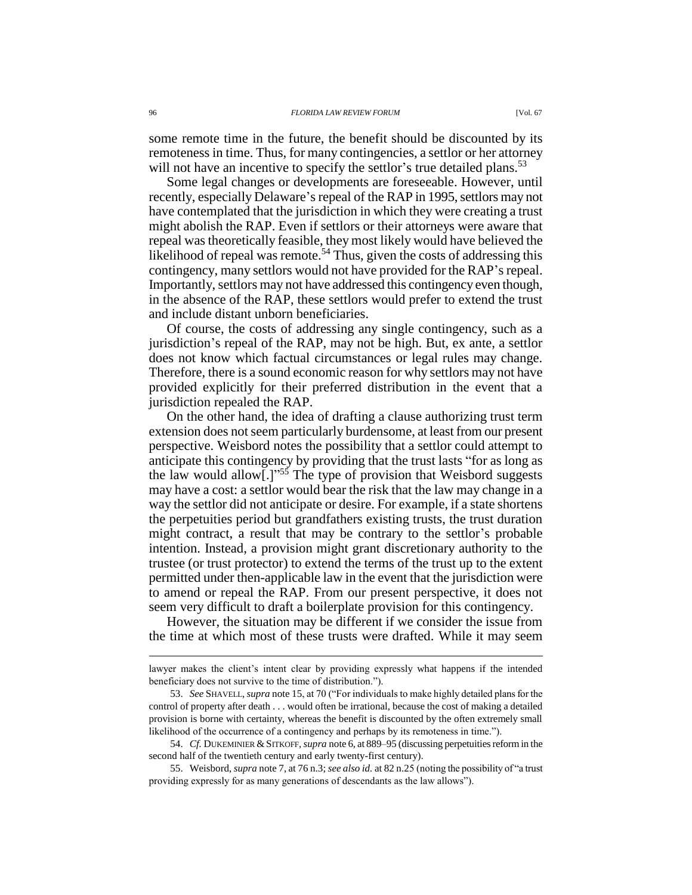some remote time in the future, the benefit should be discounted by its remoteness in time. Thus, for many contingencies, a settlor or her attorney will not have an incentive to specify the settlor's true detailed plans.[53]

Some legal changes or developments are foreseeable. However, until recently, especially Delaware's repeal of the RAP in 1995, settlors may not have contemplated that the jurisdiction in which they were creating a trust might abolish the RAP. Even if settlors or their attorneys were aware that repeal was theoretically feasible, they most likely would have believed the likelihood of repeal was remote.[54] Thus, given the costs of addressing this contingency, many settlors would not have provided for the RAP's repeal. Importantly, settlors may not have addressed this contingency even though, in the absence of the RAP, these settlors would prefer to extend the trust and include distant unborn beneficiaries.

Of course, the costs of addressing any single contingency, such as a jurisdiction's repeal of the RAP, may not be high. But, ex ante, a settlor does not know which factual circumstances or legal rules may change. Therefore, there is a sound economic reason for why settlors may not have provided explicitly for their preferred distribution in the event that a jurisdiction repealed the RAP.

On the other hand, the idea of drafting a clause authorizing trust term extension does not seem particularly burdensome, at least from our present perspective. Weisbord notes the possibility that a settlor could attempt to anticipate this contingency by providing that the trust lasts "for as long as the law would allow[.]"[55] The type of provision that Weisbord suggests may have a cost: a settlor would bear the risk that the law may change in a way the settlor did not anticipate or desire. For example, if a state shortens the perpetuities period but grandfathers existing trusts, the trust duration might contract, a result that may be contrary to the settlor's probable intention. Instead, a provision might grant discretionary authority to the trustee (or trust protector) to extend the terms of the trust up to the extent permitted under then-applicable law in the event that the jurisdiction were to amend or repeal the RAP. From our present perspective, it does not seem very difficult to draft a boilerplate provision for this contingency.

However, the situation may be different if we consider the issue from the time at which most of these trusts were drafted. While it may seem

---

lawyer makes the client's intent clear by providing expressly what happens if the intended beneficiary does not survive to the time of distribution.").

53. *See* SHAVELL, *supra* note 15, at 70 ("For individuals to make highly detailed plans for the control of property after death . . . would often be irrational, because the cost of making a detailed provision is borne with certainty, whereas the benefit is discounted by the often extremely small likelihood of the occurrence of a contingency and perhaps by its remoteness in time.").

54. *Cf.* DUKEMINIER & SITKOFF, *supra* note 6, at 889–95 (discussing perpetuities reform in the second half of the twentieth century and early twenty-first century).

55. Weisbord, *supra* note 7, at 76 n.3; *see also id.* at 82 n.25 (noting the possibility of "a trust providing expressly for as many generations of descendants as the law allows").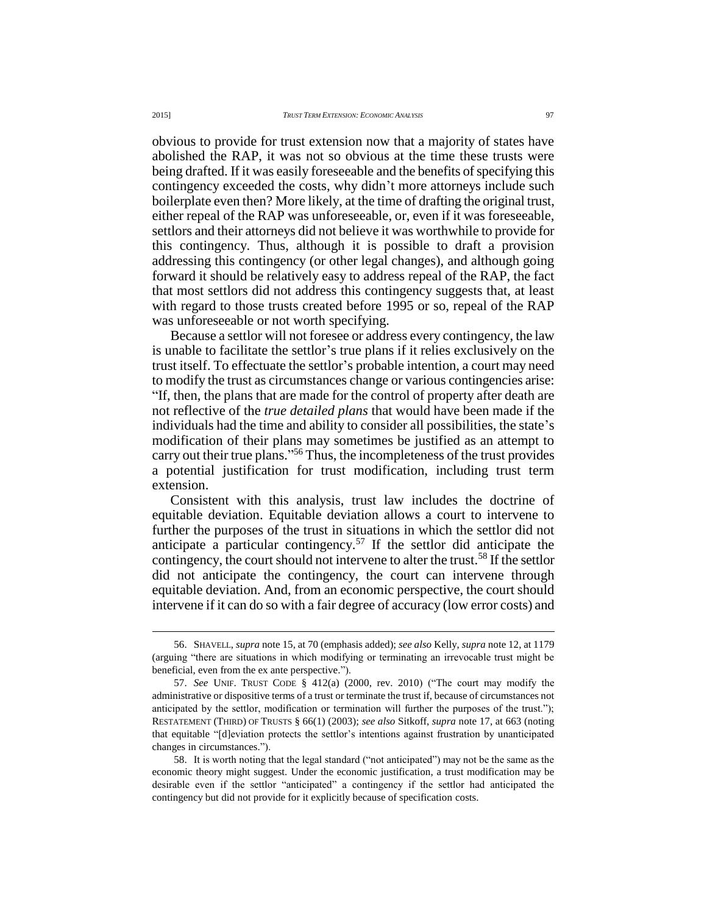obvious to provide for trust extension now that a majority of states have abolished the RAP, it was not so obvious at the time these trusts were being drafted. If it was easily foreseeable and the benefits of specifying this contingency exceeded the costs, why didn't more attorneys include such boilerplate even then? More likely, at the time of drafting the original trust, either repeal of the RAP was unforeseeable, or, even if it was foreseeable, settlors and their attorneys did not believe it was worthwhile to provide for this contingency. Thus, although it is possible to draft a provision addressing this contingency (or other legal changes), and although going forward it should be relatively easy to address repeal of the RAP, the fact that most settlors did not address this contingency suggests that, at least with regard to those trusts created before 1995 or so, repeal of the RAP was unforeseeable or not worth specifying.

Because a settlor will not foresee or address every contingency, the law is unable to facilitate the settlor's true plans if it relies exclusively on the trust itself. To effectuate the settlor's probable intention, a court may need to modify the trust as circumstances change or various contingencies arise: "If, then, the plans that are made for the control of property after death are not reflective of the *true detailed plans* that would have been made if the individuals had the time and ability to consider all possibilities, the state's modification of their plans may sometimes be justified as an attempt to carry out their true plans."[56] Thus, the incompleteness of the trust provides a potential justification for trust modification, including trust term extension.

Consistent with this analysis, trust law includes the doctrine of equitable deviation. Equitable deviation allows a court to intervene to further the purposes of the trust in situations in which the settlor did not anticipate a particular contingency.[57] If the settlor did anticipate the contingency, the court should not intervene to alter the trust.[58] If the settlor did not anticipate the contingency, the court can intervene through equitable deviation. And, from an economic perspective, the court should intervene if it can do so with a fair degree of accuracy (low error costs) and

---

56. SHAVELL, *supra* note 15, at 70 (emphasis added); *see also* Kelly, *supra* note 12, at 1179 (arguing "there are situations in which modifying or terminating an irrevocable trust might be beneficial, even from the ex ante perspective.").

57. *See* UNIF. TRUST CODE § 412(a) (2000, rev. 2010) ("The court may modify the administrative or dispositive terms of a trust or terminate the trust if, because of circumstances not anticipated by the settlor, modification or termination will further the purposes of the trust."); RESTATEMENT (THIRD) OF TRUSTS § 66(1) (2003); *see also* Sitkoff, *supra* note 17, at 663 (noting that equitable "[d]eviation protects the settlor's intentions against frustration by unanticipated changes in circumstances.").

58. It is worth noting that the legal standard ("not anticipated") may not be the same as the economic theory might suggest. Under the economic justification, a trust modification may be desirable even if the settlor "anticipated" a contingency if the settlor had anticipated the contingency but did not provide for it explicitly because of specification costs.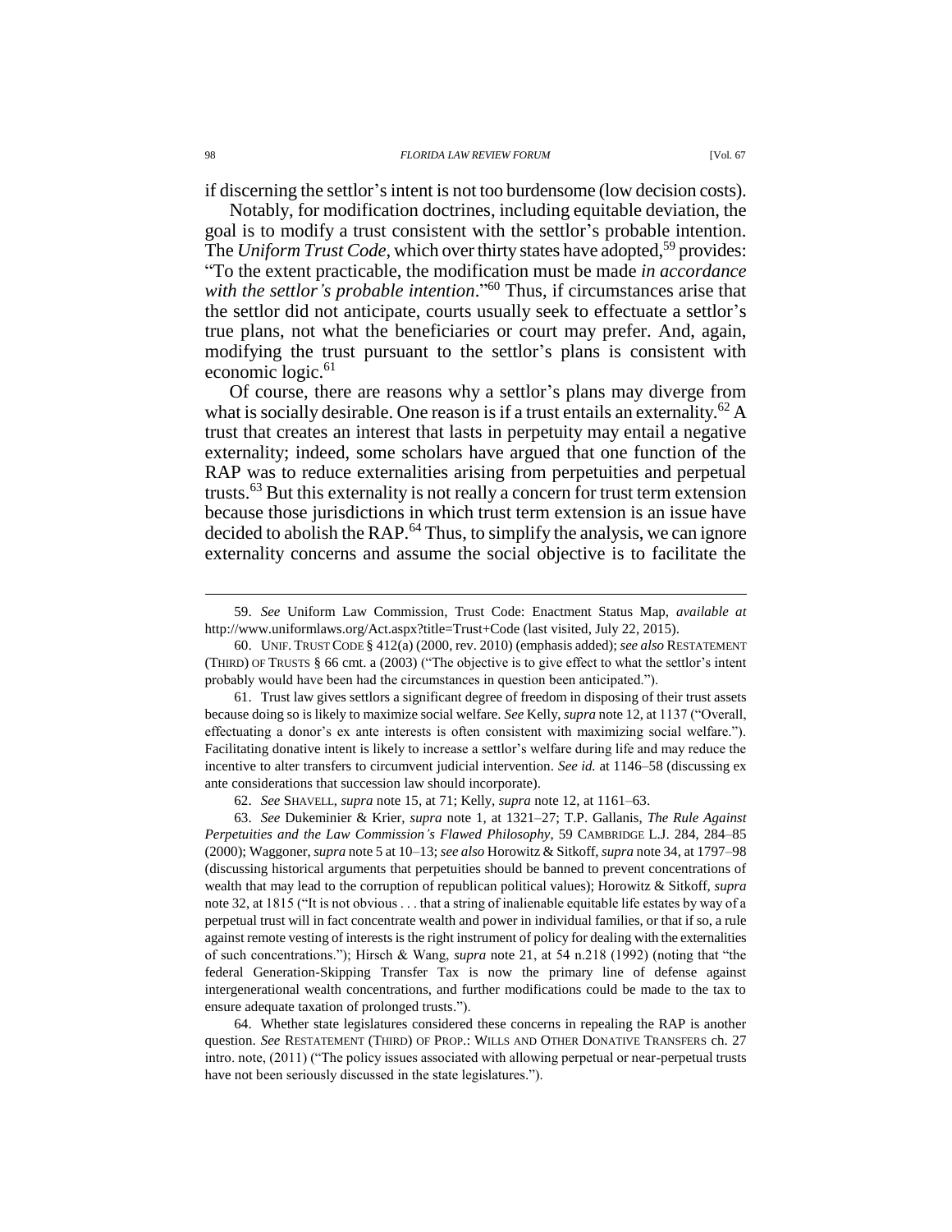if discerning the settlor's intent is not too burdensome (low decision costs).

Notably, for modification doctrines, including equitable deviation, the goal is to modify a trust consistent with the settlor's probable intention. The *Uniform Trust Code*, which over thirty states have adopted,[59] provides: "To the extent practicable, the modification must be made *in accordance with the settlor's probable intention*."[60] Thus, if circumstances arise that the settlor did not anticipate, courts usually seek to effectuate a settlor's true plans, not what the beneficiaries or court may prefer. And, again, modifying the trust pursuant to the settlor's plans is consistent with economic logic.[61]

Of course, there are reasons why a settlor's plans may diverge from what is socially desirable. One reason is if a trust entails an externality.[62] A trust that creates an interest that lasts in perpetuity may entail a negative externality; indeed, some scholars have argued that one function of the RAP was to reduce externalities arising from perpetuities and perpetual trusts.[63] But this externality is not really a concern for trust term extension because those jurisdictions in which trust term extension is an issue have decided to abolish the RAP.[64] Thus, to simplify the analysis, we can ignore externality concerns and assume the social objective is to facilitate the

---

59. *See* Uniform Law Commission, Trust Code: Enactment Status Map, *available at* http://www.uniformlaws.org/Act.aspx?title=Trust+Code (last visited, July 22, 2015).

60. UNIF. TRUST CODE § 412(a) (2000, rev. 2010) (emphasis added); *see also* RESTATEMENT (THIRD) OF TRUSTS § 66 cmt. a (2003) ("The objective is to give effect to what the settlor's intent probably would have been had the circumstances in question been anticipated.").

61. Trust law gives settlors a significant degree of freedom in disposing of their trust assets because doing so is likely to maximize social welfare. *See* Kelly, *supra* note 12, at 1137 ("Overall, effectuating a donor's ex ante interests is often consistent with maximizing social welfare."). Facilitating donative intent is likely to increase a settlor's welfare during life and may reduce the incentive to alter transfers to circumvent judicial intervention. *See id.* at 1146–58 (discussing ex ante considerations that succession law should incorporate).

62. *See* SHAVELL, *supra* note 15, at 71; Kelly, *supra* note 12, at 1161–63.

63. *See* Dukeminier & Krier, *supra* note 1, at 1321–27; T.P. Gallanis, *The Rule Against Perpetuities and the Law Commission's Flawed Philosophy*, 59 CAMBRIDGE L.J. 284, 284–85 (2000); Waggoner, *supra* note 5 at 10–13; *see also* Horowitz & Sitkoff, *supra* note 34, at 1797–98 (discussing historical arguments that perpetuities should be banned to prevent concentrations of wealth that may lead to the corruption of republican political values); Horowitz & Sitkoff, *supra* note 32, at 1815 ("It is not obvious . . . that a string of inalienable equitable life estates by way of a perpetual trust will in fact concentrate wealth and power in individual families, or that if so, a rule against remote vesting of interests is the right instrument of policy for dealing with the externalities of such concentrations."); Hirsch & Wang, *supra* note 21, at 54 n.218 (1992) (noting that "the federal Generation-Skipping Transfer Tax is now the primary line of defense against intergenerational wealth concentrations, and further modifications could be made to the tax to ensure adequate taxation of prolonged trusts.").

64. Whether state legislatures considered these concerns in repealing the RAP is another question. *See* RESTATEMENT (THIRD) OF PROP.: WILLS AND OTHER DONATIVE TRANSFERS ch. 27 intro. note, (2011) ("The policy issues associated with allowing perpetual or near-perpetual trusts have not been seriously discussed in the state legislatures.").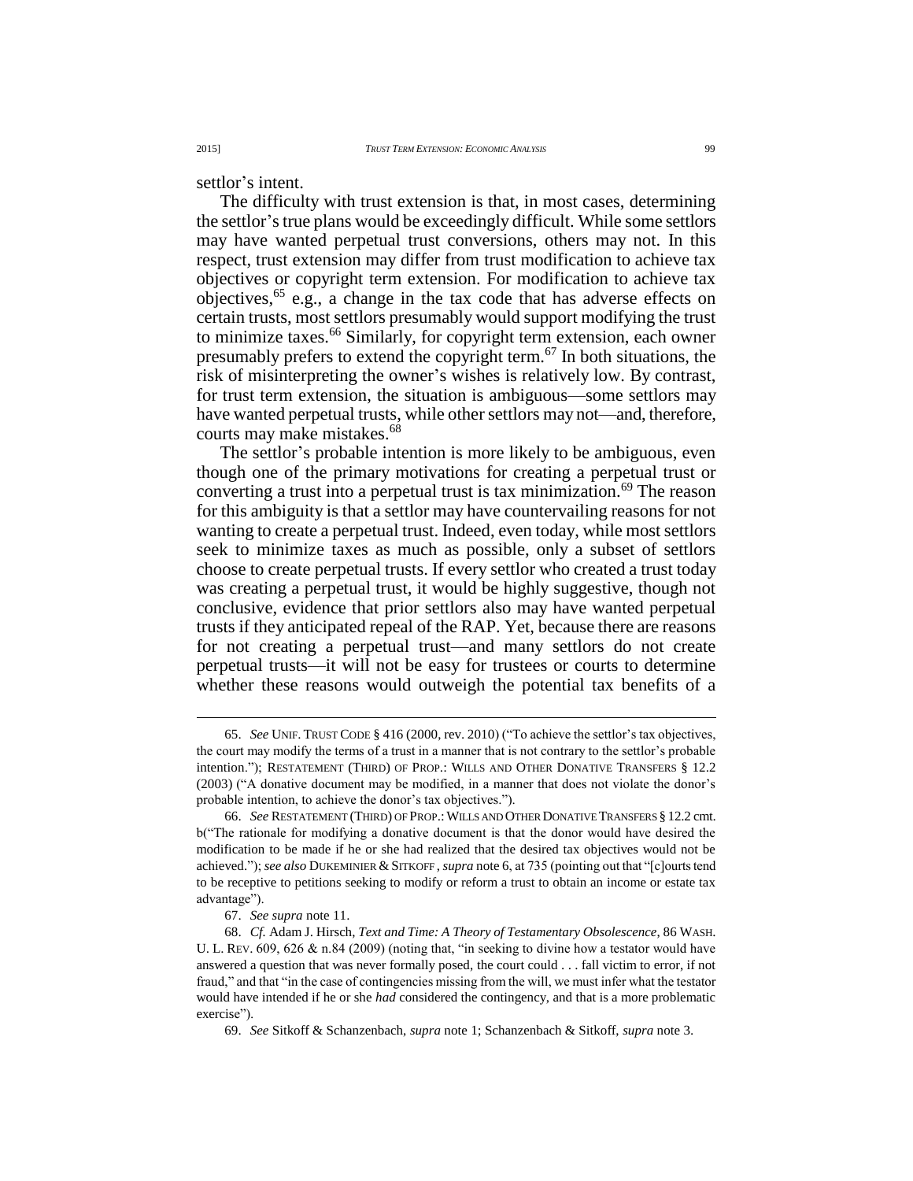settlor's intent.

The difficulty with trust extension is that, in most cases, determining the settlor's true plans would be exceedingly difficult. While some settlors may have wanted perpetual trust conversions, others may not. In this respect, trust extension may differ from trust modification to achieve tax objectives or copyright term extension. For modification to achieve tax objectives,[65] e.g., a change in the tax code that has adverse effects on certain trusts, most settlors presumably would support modifying the trust to minimize taxes.[66] Similarly, for copyright term extension, each owner presumably prefers to extend the copyright term.[67] In both situations, the risk of misinterpreting the owner's wishes is relatively low. By contrast, for trust term extension, the situation is ambiguous—some settlors may have wanted perpetual trusts, while other settlors may not—and, therefore, courts may make mistakes.[68]

The settlor's probable intention is more likely to be ambiguous, even though one of the primary motivations for creating a perpetual trust or converting a trust into a perpetual trust is tax minimization.[69] The reason for this ambiguity is that a settlor may have countervailing reasons for not wanting to create a perpetual trust. Indeed, even today, while most settlors seek to minimize taxes as much as possible, only a subset of settlors choose to create perpetual trusts. If every settlor who created a trust today was creating a perpetual trust, it would be highly suggestive, though not conclusive, evidence that prior settlors also may have wanted perpetual trusts if they anticipated repeal of the RAP. Yet, because there are reasons for not creating a perpetual trust—and many settlors do not create perpetual trusts—it will not be easy for trustees or courts to determine whether these reasons would outweigh the potential tax benefits of a

---

65. *See* UNIF. TRUST CODE § 416 (2000, rev. 2010) ("To achieve the settlor's tax objectives, the court may modify the terms of a trust in a manner that is not contrary to the settlor's probable intention."); RESTATEMENT (THIRD) OF PROP.: WILLS AND OTHER DONATIVE TRANSFERS § 12.2 (2003) ("A donative document may be modified, in a manner that does not violate the donor's probable intention, to achieve the donor's tax objectives.").

66. *See* RESTATEMENT (THIRD) OF PROP.: WILLS AND OTHER DONATIVE TRANSFERS § 12.2 cmt. b("The rationale for modifying a donative document is that the donor would have desired the modification to be made if he or she had realized that the desired tax objectives would not be achieved."); *see also* DUKEMINIER & SITKOFF, *supra* note 6, at 735 (pointing out that "[c]ourts tend to be receptive to petitions seeking to modify or reform a trust to obtain an income or estate tax advantage").

67. *See supra* note 11.

68. *Cf.* Adam J. Hirsch, *Text and Time: A Theory of Testamentary Obsolescence*, 86 WASH. U. L. REV. 609, 626 & n.84 (2009) (noting that, "in seeking to divine how a testator would have answered a question that was never formally posed, the court could . . . fall victim to error, if not fraud," and that "in the case of contingencies missing from the will, we must infer what the testator would have intended if he or she *had* considered the contingency, and that is a more problematic exercise").

69. *See* Sitkoff & Schanzenbach, *supra* note 1; Schanzenbach & Sitkoff, *supra* note 3.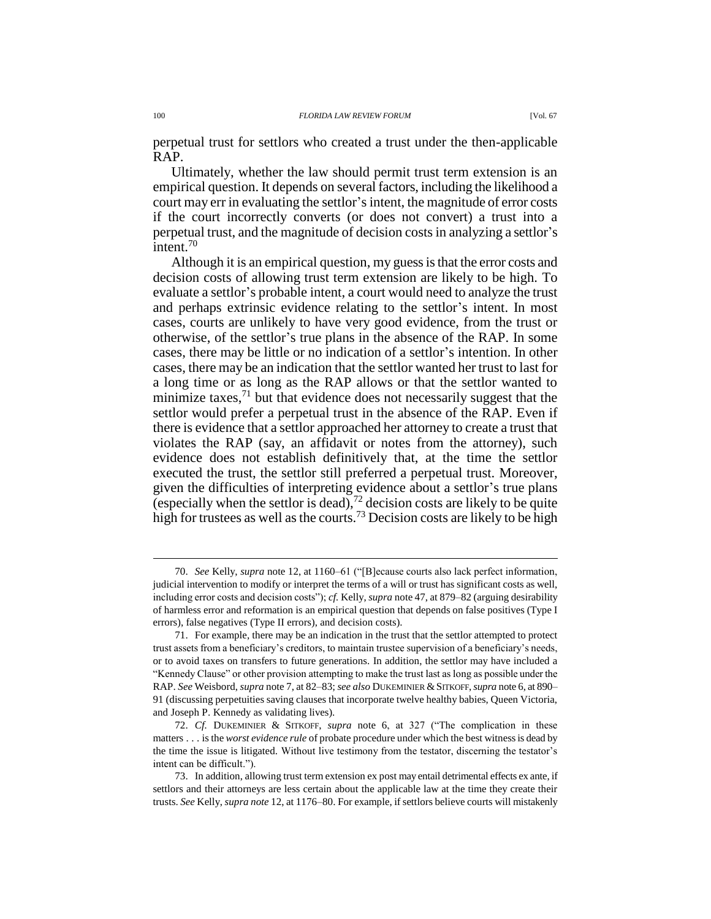perpetual trust for settlors who created a trust under the then-applicable RAP.

Ultimately, whether the law should permit trust term extension is an empirical question. It depends on several factors, including the likelihood a court may err in evaluating the settlor's intent, the magnitude of error costs if the court incorrectly converts (or does not convert) a trust into a perpetual trust, and the magnitude of decision costs in analyzing a settlor's intent.[70]

Although it is an empirical question, my guess is that the error costs and decision costs of allowing trust term extension are likely to be high. To evaluate a settlor's probable intent, a court would need to analyze the trust and perhaps extrinsic evidence relating to the settlor's intent. In most cases, courts are unlikely to have very good evidence, from the trust or otherwise, of the settlor's true plans in the absence of the RAP. In some cases, there may be little or no indication of a settlor's intention. In other cases, there may be an indication that the settlor wanted her trust to last for a long time or as long as the RAP allows or that the settlor wanted to minimize taxes,[71] but that evidence does not necessarily suggest that the settlor would prefer a perpetual trust in the absence of the RAP. Even if there is evidence that a settlor approached her attorney to create a trust that violates the RAP (say, an affidavit or notes from the attorney), such evidence does not establish definitively that, at the time the settlor executed the trust, the settlor still preferred a perpetual trust. Moreover, given the difficulties of interpreting evidence about a settlor's true plans (especially when the settlor is dead),[72] decision costs are likely to be quite high for trustees as well as the courts.[73] Decision costs are likely to be high

---

70. *See* Kelly, *supra* note 12, at 1160–61 ("[B]ecause courts also lack perfect information, judicial intervention to modify or interpret the terms of a will or trust has significant costs as well, including error costs and decision costs"); *cf.* Kelly, *supra* note 47, at 879–82 (arguing desirability of harmless error and reformation is an empirical question that depends on false positives (Type I errors), false negatives (Type II errors), and decision costs).

71. For example, there may be an indication in the trust that the settlor attempted to protect trust assets from a beneficiary's creditors, to maintain trustee supervision of a beneficiary's needs, or to avoid taxes on transfers to future generations. In addition, the settlor may have included a "Kennedy Clause" or other provision attempting to make the trust last as long as possible under the RAP. *See* Weisbord, *supra* note 7, at 82–83; *see also* DUKEMINIER & SITKOFF, *supra* note 6, at 890–91 (discussing perpetuities saving clauses that incorporate twelve healthy babies, Queen Victoria, and Joseph P. Kennedy as validating lives).

72. *Cf.* DUKEMINIER & SITKOFF, *supra* note 6, at 327 ("The complication in these matters . . . is the *worst evidence rule* of probate procedure under which the best witness is dead by the time the issue is litigated. Without live testimony from the testator, discerning the testator's intent can be difficult.").

73. In addition, allowing trust term extension ex post may entail detrimental effects ex ante, if settlors and their attorneys are less certain about the applicable law at the time they create their trusts. *See* Kelly, *supra note* 12, at 1176–80. For example, if settlors believe courts will mistakenly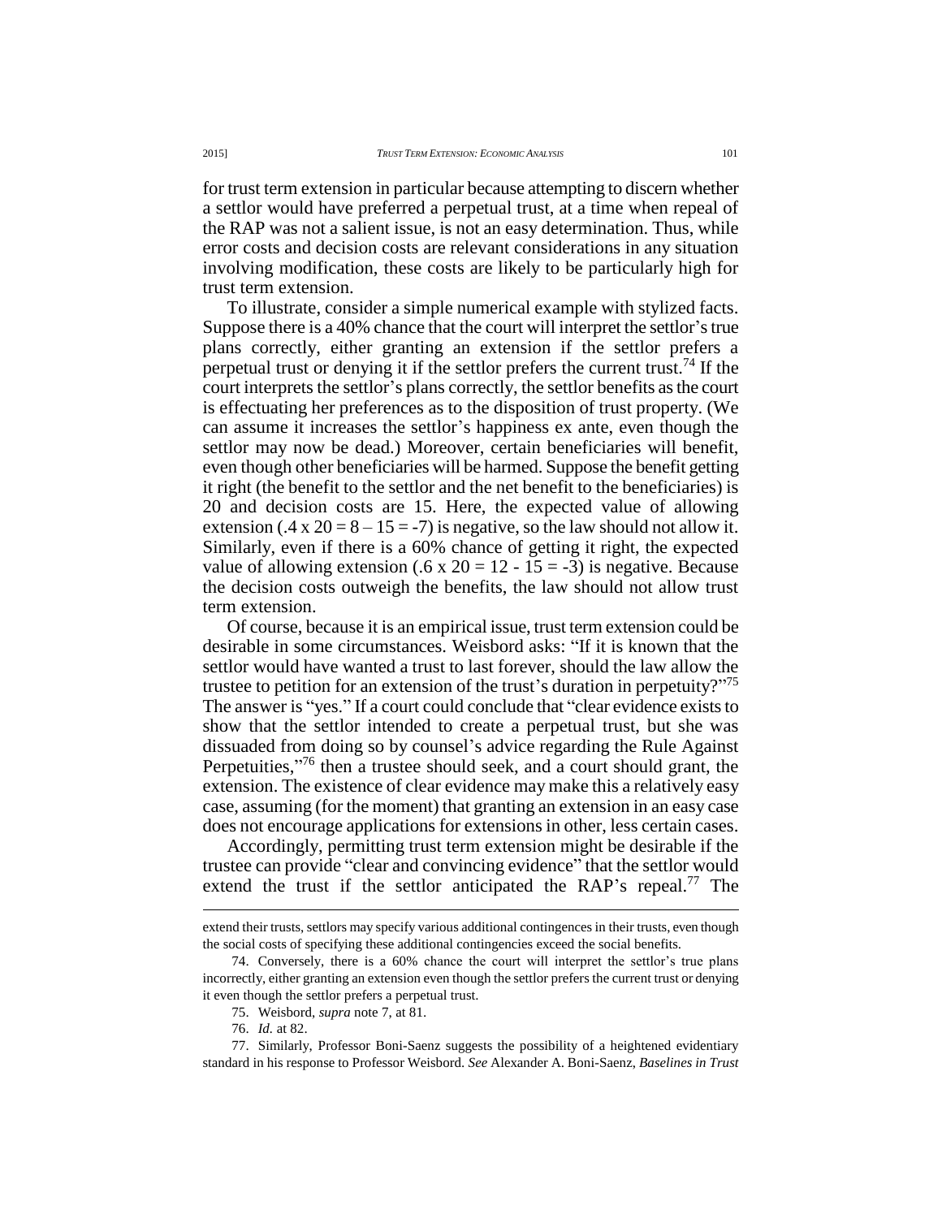for trust term extension in particular because attempting to discern whether a settlor would have preferred a perpetual trust, at a time when repeal of the RAP was not a salient issue, is not an easy determination. Thus, while error costs and decision costs are relevant considerations in any situation involving modification, these costs are likely to be particularly high for trust term extension.

To illustrate, consider a simple numerical example with stylized facts. Suppose there is a 40% chance that the court will interpret the settlor's true plans correctly, either granting an extension if the settlor prefers a perpetual trust or denying it if the settlor prefers the current trust.[74] If the court interprets the settlor's plans correctly, the settlor benefits as the court is effectuating her preferences as to the disposition of trust property. (We can assume it increases the settlor's happiness ex ante, even though the settlor may now be dead.) Moreover, certain beneficiaries will benefit, even though other beneficiaries will be harmed. Suppose the benefit getting it right (the benefit to the settlor and the net benefit to the beneficiaries) is 20 and decision costs are 15. Here, the expected value of allowing extension ($.4 \times 20 = 8 - 15 = -7$) is negative, so the law should not allow it. Similarly, even if there is a 60% chance of getting it right, the expected value of allowing extension ($.6 \times 20 = 12 - 15 = -3$) is negative. Because the decision costs outweigh the benefits, the law should not allow trust term extension.

Of course, because it is an empirical issue, trust term extension could be desirable in some circumstances. Weisbord asks: "If it is known that the settlor would have wanted a trust to last forever, should the law allow the trustee to petition for an extension of the trust's duration in perpetuity?"[75] The answer is "yes." If a court could conclude that "clear evidence exists to show that the settlor intended to create a perpetual trust, but she was dissuaded from doing so by counsel's advice regarding the Rule Against Perpetuities,"[76] then a trustee should seek, and a court should grant, the extension. The existence of clear evidence may make this a relatively easy case, assuming (for the moment) that granting an extension in an easy case does not encourage applications for extensions in other, less certain cases.

Accordingly, permitting trust term extension might be desirable if the trustee can provide "clear and convincing evidence" that the settlor would extend the trust if the settlor anticipated the RAP's repeal.[77] The

---

extend their trusts, settlors may specify various additional contingences in their trusts, even though the social costs of specifying these additional contingencies exceed the social benefits.

74. Conversely, there is a 60% chance the court will interpret the settlor's true plans incorrectly, either granting an extension even though the settlor prefers the current trust or denying it even though the settlor prefers a perpetual trust.

75. Weisbord, *supra* note 7, at 81.

76. *Id.* at 82.

77. Similarly, Professor Boni-Saenz suggests the possibility of a heightened evidentiary standard in his response to Professor Weisbord. *See* Alexander A. Boni-Saenz, *Baselines in Trust*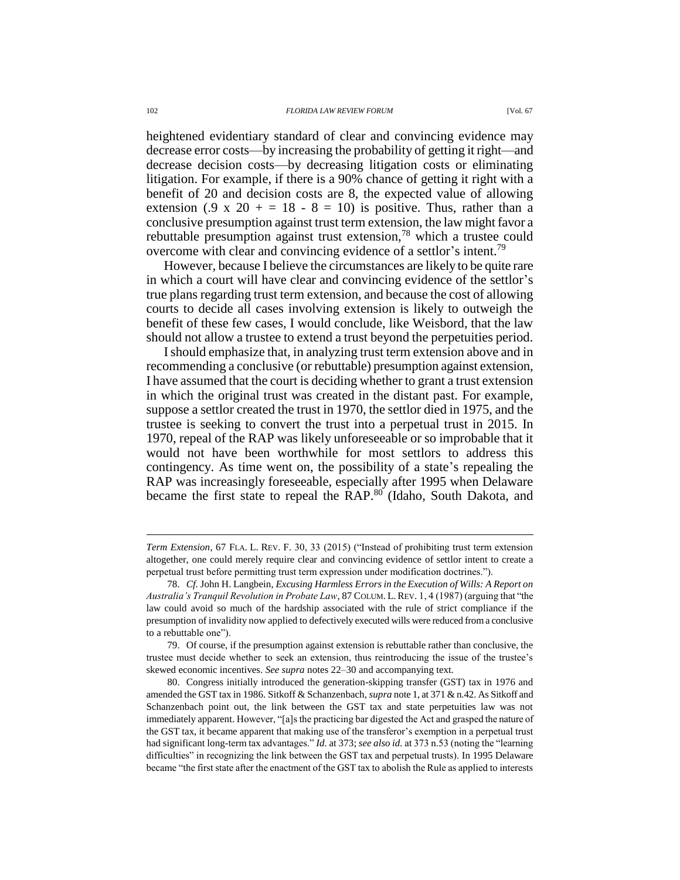heightened evidentiary standard of clear and convincing evidence may decrease error costs—by increasing the probability of getting it right—and decrease decision costs—by decreasing litigation costs or eliminating litigation. For example, if there is a 90% chance of getting it right with a benefit of 20 and decision costs are 8, the expected value of allowing extension (.9 x 20 + = 18 - 8 = 10) is positive. Thus, rather than a conclusive presumption against trust term extension, the law might favor a rebuttable presumption against trust extension,[78] which a trustee could overcome with clear and convincing evidence of a settlor's intent.[79]

However, because I believe the circumstances are likely to be quite rare in which a court will have clear and convincing evidence of the settlor's true plans regarding trust term extension, and because the cost of allowing courts to decide all cases involving extension is likely to outweigh the benefit of these few cases, I would conclude, like Weisbord, that the law should not allow a trustee to extend a trust beyond the perpetuities period.

I should emphasize that, in analyzing trust term extension above and in recommending a conclusive (or rebuttable) presumption against extension, I have assumed that the court is deciding whether to grant a trust extension in which the original trust was created in the distant past. For example, suppose a settlor created the trust in 1970, the settlor died in 1975, and the trustee is seeking to convert the trust into a perpetual trust in 2015. In 1970, repeal of the RAP was likely unforeseeable or so improbable that it would not have been worthwhile for most settlors to address this contingency. As time went on, the possibility of a state's repealing the RAP was increasingly foreseeable, especially after 1995 when Delaware became the first state to repeal the RAP.[80] (Idaho, South Dakota, and

---

*Term Extension*, 67 FLA. L. REV. F. 30, 33 (2015) ("Instead of prohibiting trust term extension altogether, one could merely require clear and convincing evidence of settlor intent to create a perpetual trust before permitting trust term expression under modification doctrines.").

78. *Cf.* John H. Langbein, *Excusing Harmless Errors in the Execution of Wills: A Report on Australia's Tranquil Revolution in Probate Law*, 87 COLUM. L. REV. 1, 4 (1987) (arguing that "the law could avoid so much of the hardship associated with the rule of strict compliance if the presumption of invalidity now applied to defectively executed wills were reduced from a conclusive to a rebuttable one").

79. Of course, if the presumption against extension is rebuttable rather than conclusive, the trustee must decide whether to seek an extension, thus reintroducing the issue of the trustee's skewed economic incentives. *See supra* notes 22–30 and accompanying text.

80. Congress initially introduced the generation-skipping transfer (GST) tax in 1976 and amended the GST tax in 1986. Sitkoff & Schanzenbach, *supra* note 1, at 371 & n.42. As Sitkoff and Schanzenbach point out, the link between the GST tax and state perpetuities law was not immediately apparent. However, "[a]s the practicing bar digested the Act and grasped the nature of the GST tax, it became apparent that making use of the transferor's exemption in a perpetual trust had significant long-term tax advantages." *Id.* at 373; *see also id.* at 373 n.53 (noting the "learning difficulties" in recognizing the link between the GST tax and perpetual trusts). In 1995 Delaware became "the first state after the enactment of the GST tax to abolish the Rule as applied to interests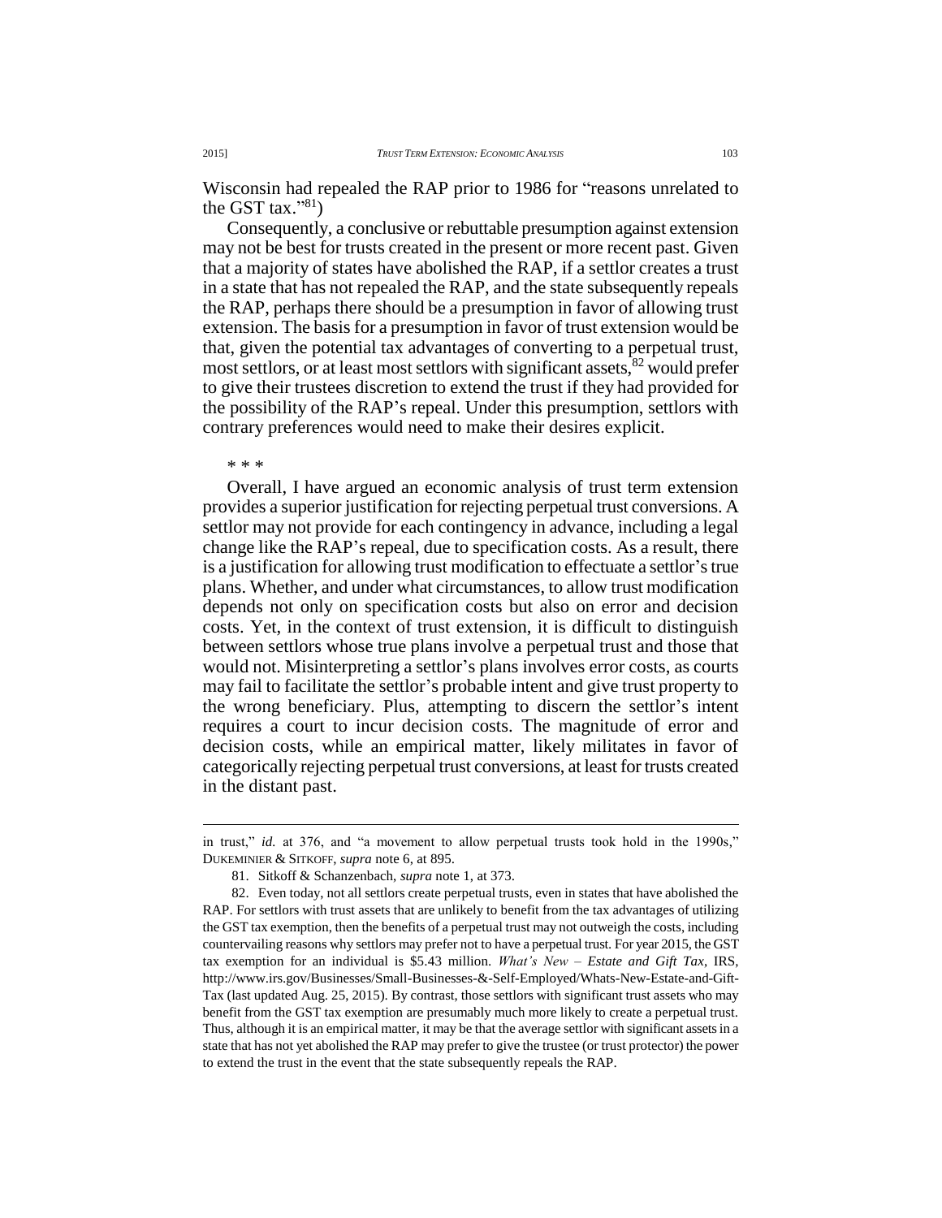Wisconsin had repealed the RAP prior to 1986 for "reasons unrelated to the GST tax."[81])

Consequently, a conclusive or rebuttable presumption against extension may not be best for trusts created in the present or more recent past. Given that a majority of states have abolished the RAP, if a settlor creates a trust in a state that has not repealed the RAP, and the state subsequently repeals the RAP, perhaps there should be a presumption in favor of allowing trust extension. The basis for a presumption in favor of trust extension would be that, given the potential tax advantages of converting to a perpetual trust, most settlors, or at least most settlors with significant assets,[82] would prefer to give their trustees discretion to extend the trust if they had provided for the possibility of the RAP's repeal. Under this presumption, settlors with contrary preferences would need to make their desires explicit.

\* \* \*

Overall, I have argued an economic analysis of trust term extension provides a superior justification for rejecting perpetual trust conversions. A settlor may not provide for each contingency in advance, including a legal change like the RAP's repeal, due to specification costs. As a result, there is a justification for allowing trust modification to effectuate a settlor's true plans. Whether, and under what circumstances, to allow trust modification depends not only on specification costs but also on error and decision costs. Yet, in the context of trust extension, it is difficult to distinguish between settlors whose true plans involve a perpetual trust and those that would not. Misinterpreting a settlor's plans involves error costs, as courts may fail to facilitate the settlor's probable intent and give trust property to the wrong beneficiary. Plus, attempting to discern the settlor's intent requires a court to incur decision costs. The magnitude of error and decision costs, while an empirical matter, likely militates in favor of categorically rejecting perpetual trust conversions, at least for trusts created in the distant past.

---

in trust," *id.* at 376, and "a movement to allow perpetual trusts took hold in the 1990s," DUKEMINIER & SITKOFF, *supra* note 6, at 895.

81. Sitkoff & Schanzenbach, *supra* note 1, at 373.

82. Even today, not all settlors create perpetual trusts, even in states that have abolished the RAP. For settlors with trust assets that are unlikely to benefit from the tax advantages of utilizing the GST tax exemption, then the benefits of a perpetual trust may not outweigh the costs, including countervailing reasons why settlors may prefer not to have a perpetual trust. For year 2015, the GST tax exemption for an individual is $5.43 million. *What's New – Estate and Gift Tax*, IRS, http://www.irs.gov/Businesses/Small-Businesses-&-Self-Employed/Whats-New-Estate-and-Gift-Tax (last updated Aug. 25, 2015). By contrast, those settlors with significant trust assets who may benefit from the GST tax exemption are presumably much more likely to create a perpetual trust. Thus, although it is an empirical matter, it may be that the average settlor with significant assets in a state that has not yet abolished the RAP may prefer to give the trustee (or trust protector) the power to extend the trust in the event that the state subsequently repeals the RAP.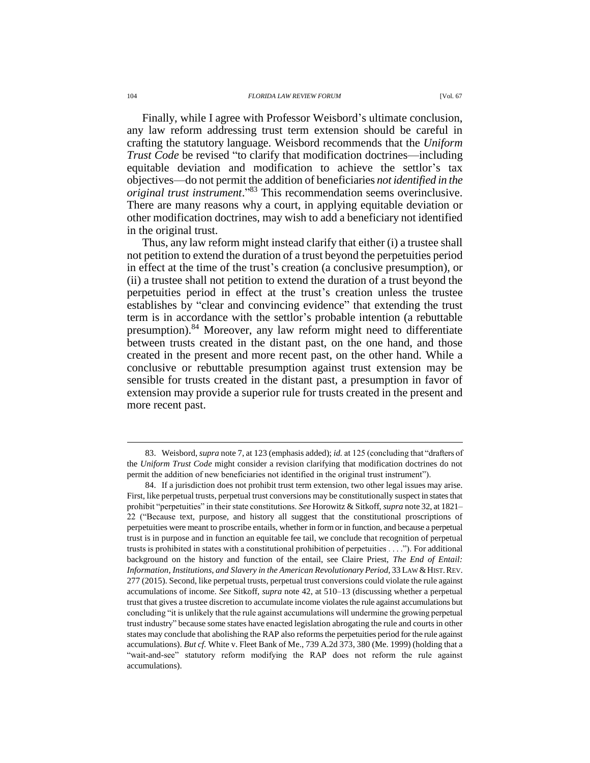Finally, while I agree with Professor Weisbord's ultimate conclusion, any law reform addressing trust term extension should be careful in crafting the statutory language. Weisbord recommends that the *Uniform Trust Code* be revised "to clarify that modification doctrines—including equitable deviation and modification to achieve the settlor's tax objectives—do not permit the addition of beneficiaries *not identified in the original trust instrument*."[83] This recommendation seems overinclusive. There are many reasons why a court, in applying equitable deviation or other modification doctrines, may wish to add a beneficiary not identified in the original trust.

Thus, any law reform might instead clarify that either (i) a trustee shall not petition to extend the duration of a trust beyond the perpetuities period in effect at the time of the trust's creation (a conclusive presumption), or (ii) a trustee shall not petition to extend the duration of a trust beyond the perpetuities period in effect at the trust's creation unless the trustee establishes by "clear and convincing evidence" that extending the trust term is in accordance with the settlor's probable intention (a rebuttable presumption).[84] Moreover, any law reform might need to differentiate between trusts created in the distant past, on the one hand, and those created in the present and more recent past, on the other hand. While a conclusive or rebuttable presumption against trust extension may be sensible for trusts created in the distant past, a presumption in favor of extension may provide a superior rule for trusts created in the present and more recent past.

---

83. Weisbord, *supra* note 7, at 123 (emphasis added); *id.* at 125 (concluding that "drafters of the *Uniform Trust Code* might consider a revision clarifying that modification doctrines do not permit the addition of new beneficiaries not identified in the original trust instrument").

84. If a jurisdiction does not prohibit trust term extension, two other legal issues may arise. First, like perpetual trusts, perpetual trust conversions may be constitutionally suspect in states that prohibit "perpetuities" in their state constitutions. *See* Horowitz & Sitkoff, *supra* note 32, at 1821–22 ("Because text, purpose, and history all suggest that the constitutional proscriptions of perpetuities were meant to proscribe entails, whether in form or in function, and because a perpetual trust is in purpose and in function an equitable fee tail, we conclude that recognition of perpetual trusts is prohibited in states with a constitutional prohibition of perpetuities . . . ."). For additional background on the history and function of the entail, see Claire Priest, *The End of Entail: Information, Institutions, and Slavery in the American Revolutionary Period*, 33 LAW & HIST. REV. 277 (2015). Second, like perpetual trusts, perpetual trust conversions could violate the rule against accumulations of income. *See* Sitkoff, *supra* note 42, at 510–13 (discussing whether a perpetual trust that gives a trustee discretion to accumulate income violates the rule against accumulations but concluding "it is unlikely that the rule against accumulations will undermine the growing perpetual trust industry" because some states have enacted legislation abrogating the rule and courts in other states may conclude that abolishing the RAP also reforms the perpetuities period for the rule against accumulations). *But cf.* White v. Fleet Bank of Me., 739 A.2d 373, 380 (Me. 1999) (holding that a "wait-and-see" statutory reform modifying the RAP does not reform the rule against accumulations).